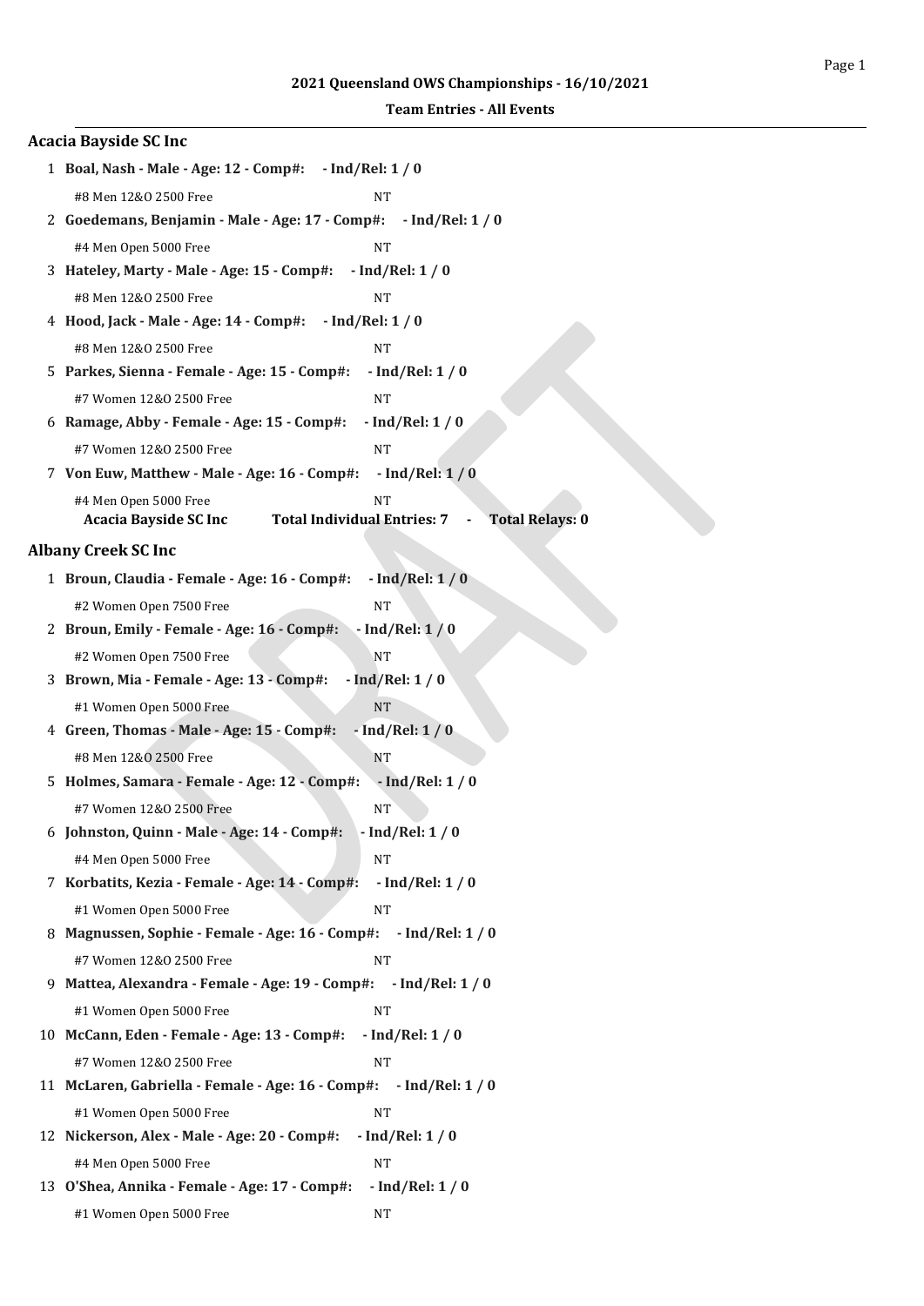**2021 Queensland OWS Championships - 16/10/2021**

**Team Entries - All Events**

## Acacia Bayside SC Inc

1 **Boal, Nash - Male - Age: 12 - Comp#: - Ind/Rel: 1 / 0**

#8 Men 12&O 2500 Free NT

2 **Goedemans, Benjamin - Male - Age: 17 - Comp#: - Ind/Rel: 1 / 0**

#4 Men Open 5000 Free NT

3 **Hateley, Marty - Male - Age: 15 - Comp#: - Ind/Rel: 1 / 0**

#8 Men 12&O 2500 Free NT

4 **Hood, Jack - Male - Age: 14 - Comp#: - Ind/Rel: 1 / 0**

#8 Men 12&O 2500 Free NT

5 **Parkes, Sienna - Female - Age: 15 - Comp#: - Ind/Rel: 1 / 0**

#7 Women 12&O 2500 Free NT

6 **Ramage, Abby - Female - Age: 15 - Comp#: - Ind/Rel: 1 / 0**

#7 Women 12&O 2500 Free NT

7 **Von Euw, Matthew - Male - Age: 16 - Comp#: - Ind/Rel: 1 / 0**

#4 Men Open 5000 Free NT

**Acacia Bayside SC Inc Total Individual Entries: 7 - Total Relays: 0**

## Albany Creek SC Inc

1 **Broun, Claudia - Female - Age: 16 - Comp#: - Ind/Rel: 1 / 0**

#2 Women Open 7500 Free NT

2 **Broun, Emily - Female - Age: 16 - Comp#: - Ind/Rel: 1 / 0**

#2 Women Open 7500 Free NT

3 **Brown, Mia - Female - Age: 13 - Comp#: - Ind/Rel: 1 / 0**

#1 Women Open 5000 Free NT

4 **Green, Thomas - Male - Age: 15 - Comp#: - Ind/Rel: 1 / 0**

#8 Men 12&O 2500 Free NT

5 **Holmes, Samara - Female - Age: 12 - Comp#: - Ind/Rel: 1 / 0**

#7 Women 12&O 2500 Free NT

6 **Johnston, Quinn - Male - Age: 14 - Comp#: - Ind/Rel: 1 / 0**

#4 Men Open 5000 Free NT

7 **Korbatits, Kezia - Female - Age: 14 - Comp#: - Ind/Rel: 1 / 0**

#1 Women Open 5000 Free NT

8 **Magnussen, Sophie - Female - Age: 16 - Comp#: - Ind/Rel: 1 / 0**

#7 Women 12&O 2500 Free NT

9 **Mattea, Alexandra - Female - Age: 19 - Comp#: - Ind/Rel: 1 / 0**

#1 Women Open 5000 Free NT

10 **McCann, Eden - Female - Age: 13 - Comp#: - Ind/Rel: 1 / 0**

#7 Women 12&O 2500 Free NT

11 **McLaren, Gabriella - Female - Age: 16 - Comp#: - Ind/Rel: 1 / 0**

#1 Women Open 5000 Free NT

12 **Nickerson, Alex - Male - Age: 20 - Comp#: - Ind/Rel: 1 / 0**

#4 Men Open 5000 Free NT

13 **O'Shea, Annika - Female - Age: 17 - Comp#: - Ind/Rel: 1 / 0**

#1 Women Open 5000 Free NT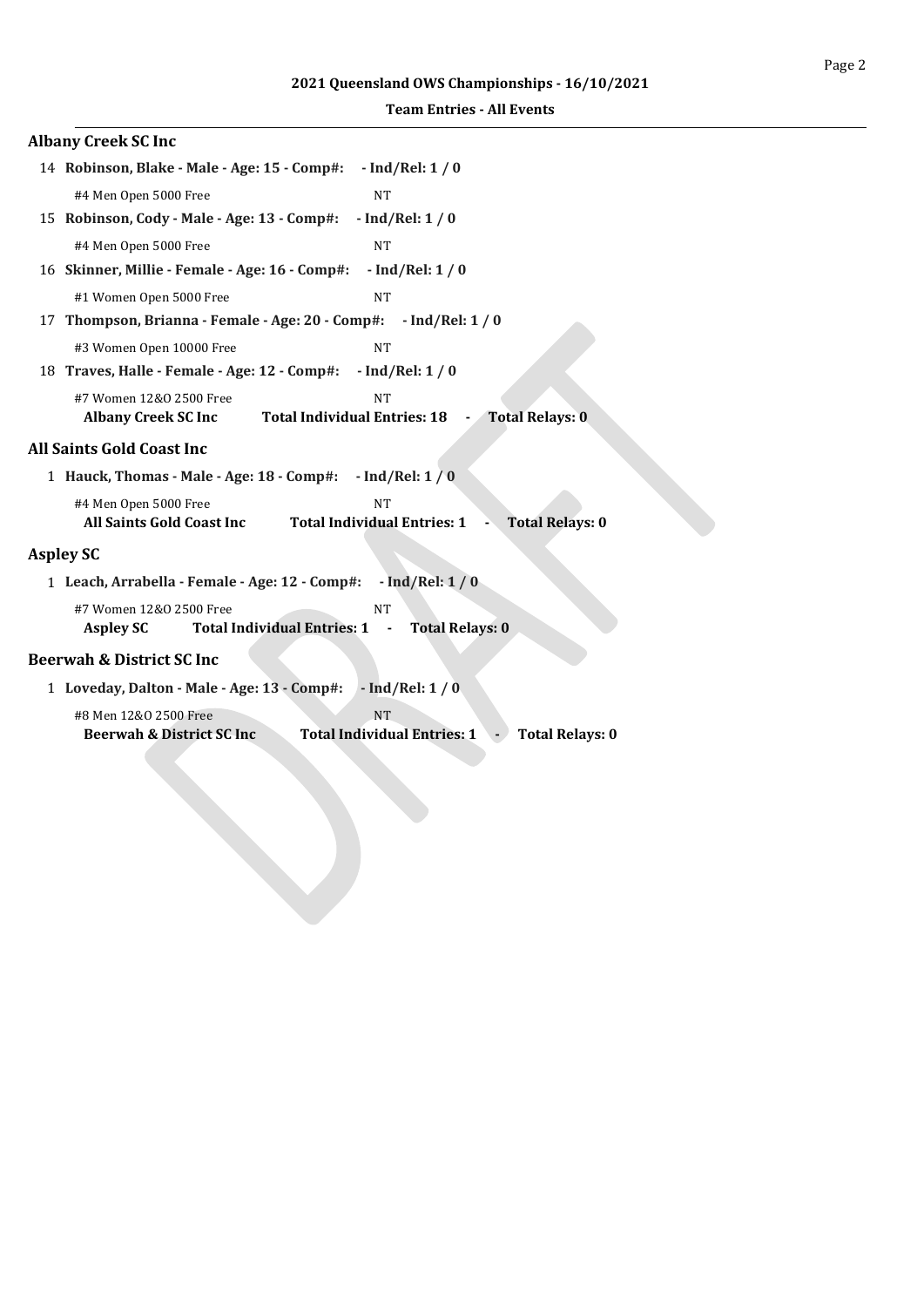**2021 Queensland OWS Championships - 16/10/2021**

**Team Entries - All Events**

## Albany Creek SC Inc

14 **Robinson, Blake - Male - Age: 15 - Comp#: - Ind/Rel: 1 / 0**

#4 Men Open 5000 Free NT

15 **Robinson, Cody - Male - Age: 13 - Comp#: - Ind/Rel: 1 / 0**

#4 Men Open 5000 Free NT

16 **Skinner, Millie - Female - Age: 16 - Comp#: - Ind/Rel: 1 / 0**

#1 Women Open 5000 Free NT

17 **Thompson, Brianna - Female - Age: 20 - Comp#: - Ind/Rel: 1 / 0**

#3 Women Open 10000 Free NT

18 **Traves, Halle - Female - Age: 12 - Comp#: - Ind/Rel: 1 / 0**

#7 Women 12&O 2500 Free NT

**Albany Creek SC Inc Total Individual Entries: 18 - Total Relays: 0**

## All Saints Gold Coast Inc

1 **Hauck, Thomas - Male - Age: 18 - Comp#: - Ind/Rel: 1 / 0**

#4 Men Open 5000 Free NT

**All Saints Gold Coast Inc Total Individual Entries: 1 - Total Relays: 0**

## Aspley SC

1 **Leach, Arrabella - Female - Age: 12 - Comp#: - Ind/Rel: 1 / 0**

#7 Women 12&O 2500 Free NT

**Aspley SC Total Individual Entries: 1 - Total Relays: 0**

## Beerwah & District SC Inc

1 **Loveday, Dalton - Male - Age: 13 - Comp#: - Ind/Rel: 1 / 0**

#8 Men 12&O 2500 Free NT

**Beerwah & District SC Inc Total Individual Entries: 1 - Total Relays: 0**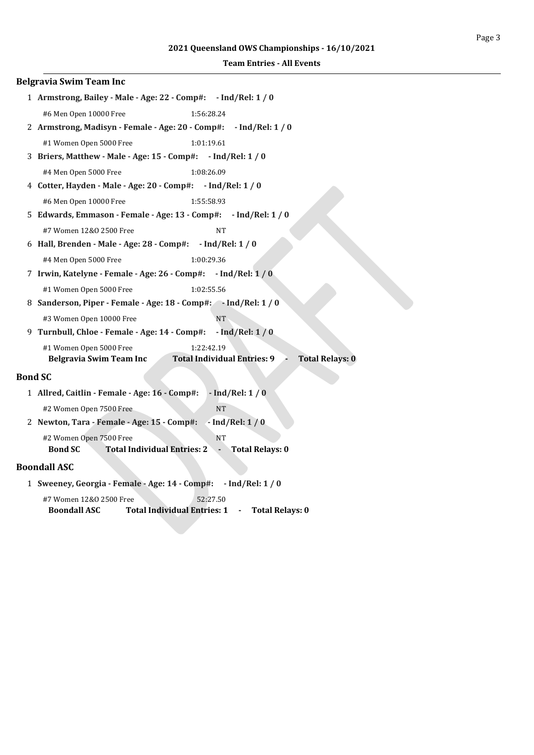2021 Queensland OWS Championships - 16/10/2021

Team Entries - All Events

### Belgravia Swim Team Inc

1 **Armstrong, Bailey - Male - Age: 22 - Comp#: - Ind/Rel: 1 / 0**

#6 Men Open 10000 Free 1:56:28.24

2 **Armstrong, Madisyn - Female - Age: 20 - Comp#: - Ind/Rel: 1 / 0**

#1 Women Open 5000 Free 1:01:19.61

3 **Briers, Matthew - Male - Age: 15 - Comp#: - Ind/Rel: 1 / 0**

#4 Men Open 5000 Free 1:08:26.09

4 **Cotter, Hayden - Male - Age: 20 - Comp#: - Ind/Rel: 1 / 0**

#6 Men Open 10000 Free 1:55:58.93

5 **Edwards, Emmason - Female - Age: 13 - Comp#: - Ind/Rel: 1 / 0**

#7 Women 12&O 2500 Free NT

6 **Hall, Brenden - Male - Age: 28 - Comp#: - Ind/Rel: 1 / 0**

#4 Men Open 5000 Free 1:00:29.36

7 **Irwin, Katelyne - Female - Age: 26 - Comp#: - Ind/Rel: 1 / 0**

#1 Women Open 5000 Free 1:02:55.56

8 **Sanderson, Piper - Female - Age: 18 - Comp#: - Ind/Rel: 1 / 0**

#3 Women Open 10000 Free NT

9 **Turnbull, Chloe - Female - Age: 14 - Comp#: - Ind/Rel: 1 / 0**

#1 Women Open 5000 Free 1:22:42.19

**Belgravia Swim Team Inc Total Individual Entries: 9 - Total Relays: 0**

### Bond SC

1 **Allred, Caitlin - Female - Age: 16 - Comp#: - Ind/Rel: 1 / 0**

#2 Women Open 7500 Free NT

2 **Newton, Tara - Female - Age: 15 - Comp#: - Ind/Rel: 1 / 0**

#2 Women Open 7500 Free NT

**Bond SC Total Individual Entries: 2 - Total Relays: 0**

### Boondall ASC

1 **Sweeney, Georgia - Female - Age: 14 - Comp#: - Ind/Rel: 1 / 0**

#7 Women 12&O 2500 Free 52:27.50

**Boondall ASC Total Individual Entries: 1 - Total Relays: 0**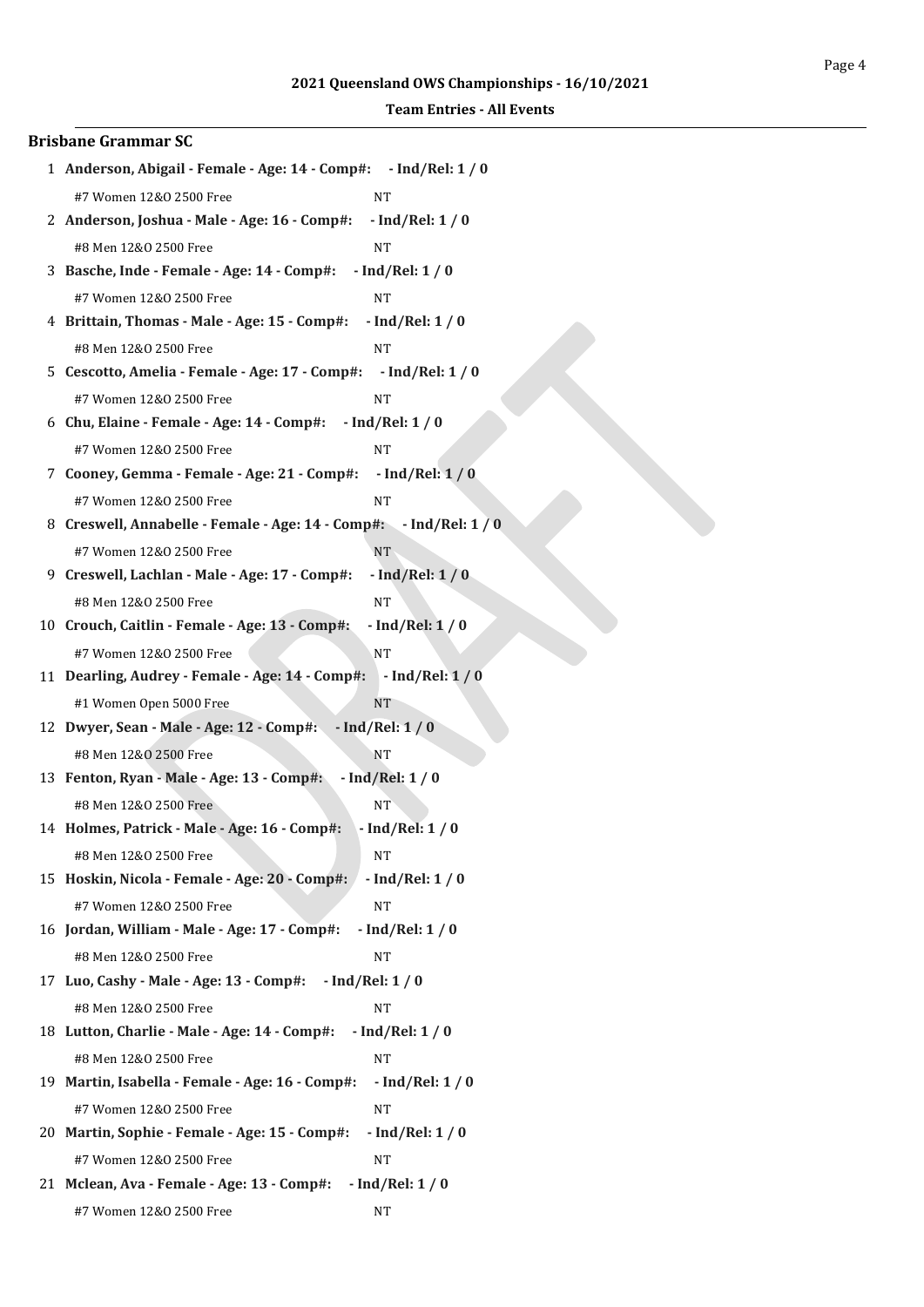## Brisbane Grammar SC

1. **Anderson, Abigail - Female - Age: 14 - Comp#: - Ind/Rel: 1 / 0**
   #7 Women 12&O 2500 Free NT
2. **Anderson, Joshua - Male - Age: 16 - Comp#: - Ind/Rel: 1 / 0**
   #8 Men 12&O 2500 Free NT
3. **Basche, Inde - Female - Age: 14 - Comp#: - Ind/Rel: 1 / 0**
   #7 Women 12&O 2500 Free NT
4. **Brittain, Thomas - Male - Age: 15 - Comp#: - Ind/Rel: 1 / 0**
   #8 Men 12&O 2500 Free NT
5. **Cescotto, Amelia - Female - Age: 17 - Comp#: - Ind/Rel: 1 / 0**
   #7 Women 12&O 2500 Free NT
6. **Chu, Elaine - Female - Age: 14 - Comp#: - Ind/Rel: 1 / 0**
   #7 Women 12&O 2500 Free NT
7. **Cooney, Gemma - Female - Age: 21 - Comp#: - Ind/Rel: 1 / 0**
   #7 Women 12&O 2500 Free NT
8. **Creswell, Annabelle - Female - Age: 14 - Comp#: - Ind/Rel: 1 / 0**
   #7 Women 12&O 2500 Free NT
9. **Creswell, Lachlan - Male - Age: 17 - Comp#: - Ind/Rel: 1 / 0**
   #8 Men 12&O 2500 Free NT
10. **Crouch, Caitlin - Female - Age: 13 - Comp#: - Ind/Rel: 1 / 0**
    #7 Women 12&O 2500 Free NT
11. **Dearling, Audrey - Female - Age: 14 - Comp#: - Ind/Rel: 1 / 0**
    #1 Women Open 5000 Free NT
12. **Dwyer, Sean - Male - Age: 12 - Comp#: - Ind/Rel: 1 / 0**
    #8 Men 12&O 2500 Free NT
13. **Fenton, Ryan - Male - Age: 13 - Comp#: - Ind/Rel: 1 / 0**
    #8 Men 12&O 2500 Free NT
14. **Holmes, Patrick - Male - Age: 16 - Comp#: - Ind/Rel: 1 / 0**
    #8 Men 12&O 2500 Free NT
15. **Hoskin, Nicola - Female - Age: 20 - Comp#: - Ind/Rel: 1 / 0**
    #7 Women 12&O 2500 Free NT
16. **Jordan, William - Male - Age: 17 - Comp#: - Ind/Rel: 1 / 0**
    #8 Men 12&O 2500 Free NT
17. **Luo, Cashy - Male - Age: 13 - Comp#: - Ind/Rel: 1 / 0**
    #8 Men 12&O 2500 Free NT
18. **Lutton, Charlie - Male - Age: 14 - Comp#: - Ind/Rel: 1 / 0**
    #8 Men 12&O 2500 Free NT
19. **Martin, Isabella - Female - Age: 16 - Comp#: - Ind/Rel: 1 / 0**
    #7 Women 12&O 2500 Free NT
20. **Martin, Sophie - Female - Age: 15 - Comp#: - Ind/Rel: 1 / 0**
    #7 Women 12&O 2500 Free NT
21. **Mclean, Ava - Female - Age: 13 - Comp#: - Ind/Rel: 1 / 0**
    #7 Women 12&O 2500 Free NT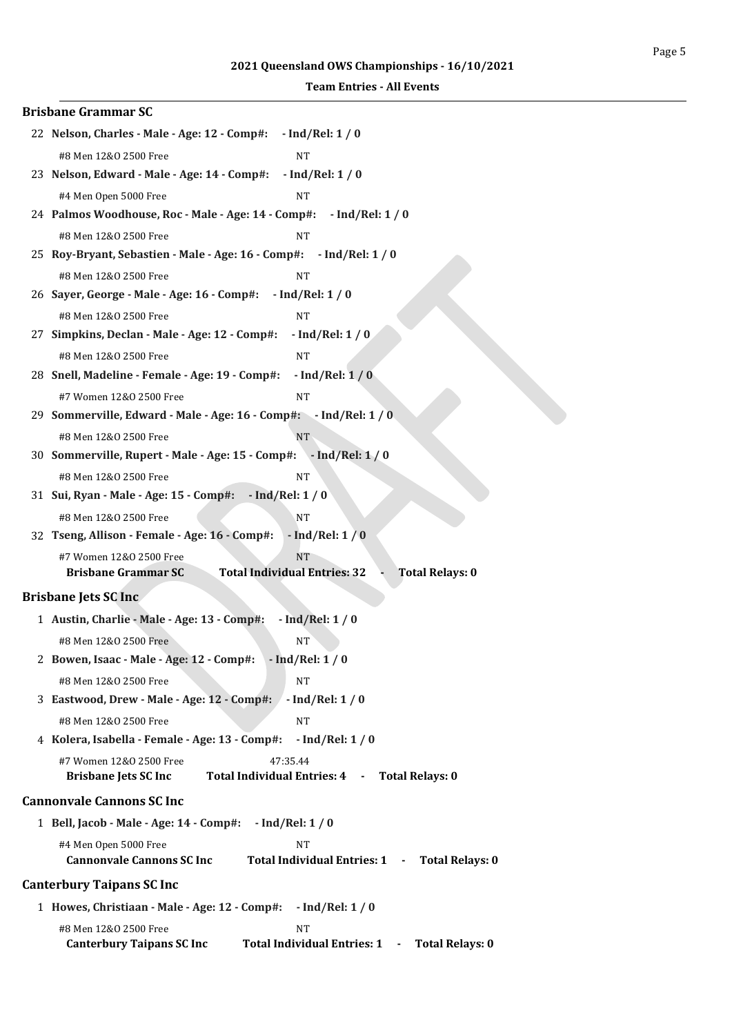**2021 Queensland OWS Championships - 16/10/2021**

**Team Entries - All Events**

### Brisbane Grammar SC

22 **Nelson, Charles - Male - Age: 12 - Comp#: - Ind/Rel: 1 / 0**

#8 Men 12&O 2500 Free NT

23 **Nelson, Edward - Male - Age: 14 - Comp#: - Ind/Rel: 1 / 0**

#4 Men Open 5000 Free NT

24 **Palmos Woodhouse, Roc - Male - Age: 14 - Comp#: - Ind/Rel: 1 / 0**

#8 Men 12&O 2500 Free NT

25 **Roy-Bryant, Sebastien - Male - Age: 16 - Comp#: - Ind/Rel: 1 / 0**

#8 Men 12&O 2500 Free NT

26 **Sayer, George - Male - Age: 16 - Comp#: - Ind/Rel: 1 / 0**

#8 Men 12&O 2500 Free NT

27 **Simpkins, Declan - Male - Age: 12 - Comp#: - Ind/Rel: 1 / 0**

#8 Men 12&O 2500 Free NT

28 **Snell, Madeline - Female - Age: 19 - Comp#: - Ind/Rel: 1 / 0**

#7 Women 12&O 2500 Free NT

29 **Sommerville, Edward - Male - Age: 16 - Comp#: - Ind/Rel: 1 / 0**

#8 Men 12&O 2500 Free NT

30 **Sommerville, Rupert - Male - Age: 15 - Comp#: - Ind/Rel: 1 / 0**

#8 Men 12&O 2500 Free NT

31 **Sui, Ryan - Male - Age: 15 - Comp#: - Ind/Rel: 1 / 0**

#8 Men 12&O 2500 Free NT

32 **Tseng, Allison - Female - Age: 16 - Comp#: - Ind/Rel: 1 / 0**

#7 Women 12&O 2500 Free NT

**Brisbane Grammar SC Total Individual Entries: 32 - Total Relays: 0**

### Brisbane Jets SC Inc

1 **Austin, Charlie - Male - Age: 13 - Comp#: - Ind/Rel: 1 / 0**

#8 Men 12&O 2500 Free NT

2 **Bowen, Isaac - Male - Age: 12 - Comp#: - Ind/Rel: 1 / 0**

#8 Men 12&O 2500 Free NT

3 **Eastwood, Drew - Male - Age: 12 - Comp#: - Ind/Rel: 1 / 0**

#8 Men 12&O 2500 Free NT

4 **Kolera, Isabella - Female - Age: 13 - Comp#: - Ind/Rel: 1 / 0**

#7 Women 12&O 2500 Free 47:35.44

**Brisbane Jets SC Inc Total Individual Entries: 4 - Total Relays: 0**

### Cannonvale Cannons SC Inc

1 **Bell, Jacob - Male - Age: 14 - Comp#: - Ind/Rel: 1 / 0**

#4 Men Open 5000 Free NT

**Cannonvale Cannons SC Inc Total Individual Entries: 1 - Total Relays: 0**

### Canterbury Taipans SC Inc

1 **Howes, Christiaan - Male - Age: 12 - Comp#: - Ind/Rel: 1 / 0**

#8 Men 12&O 2500 Free NT

**Canterbury Taipans SC Inc Total Individual Entries: 1 - Total Relays: 0**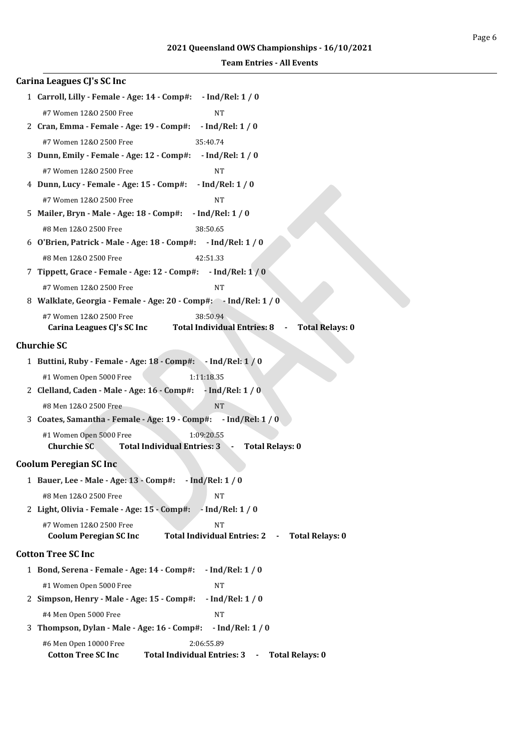**2021 Queensland OWS Championships - 16/10/2021**

**Team Entries - All Events**

## Carina Leagues CJ's SC Inc

1. **Carroll, Lilly - Female - Age: 14 - Comp#: - Ind/Rel: 1 / 0**
   - #7 Women 12&O 2500 Free — NT
2. **Cran, Emma - Female - Age: 19 - Comp#: - Ind/Rel: 1 / 0**
   - #7 Women 12&O 2500 Free — 35:40.74
3. **Dunn, Emily - Female - Age: 12 - Comp#: - Ind/Rel: 1 / 0**
   - #7 Women 12&O 2500 Free — NT
4. **Dunn, Lucy - Female - Age: 15 - Comp#: - Ind/Rel: 1 / 0**
   - #7 Women 12&O 2500 Free — NT
5. **Mailer, Bryn - Male - Age: 18 - Comp#: - Ind/Rel: 1 / 0**
   - #8 Men 12&O 2500 Free — 38:50.65
6. **O'Brien, Patrick - Male - Age: 18 - Comp#: - Ind/Rel: 1 / 0**
   - #8 Men 12&O 2500 Free — 42:51.33
7. **Tippett, Grace - Female - Age: 12 - Comp#: - Ind/Rel: 1 / 0**
   - #7 Women 12&O 2500 Free — NT
8. **Walklate, Georgia - Female - Age: 20 - Comp#: - Ind/Rel: 1 / 0**
   - #7 Women 12&O 2500 Free — 38:50.94

**Carina Leagues CJ's SC Inc — Total Individual Entries: 8 - Total Relays: 0**

## Churchie SC

1. **Buttini, Ruby - Female - Age: 18 - Comp#: - Ind/Rel: 1 / 0**
   - #1 Women Open 5000 Free — 1:11:18.35
2. **Clelland, Caden - Male - Age: 16 - Comp#: - Ind/Rel: 1 / 0**
   - #8 Men 12&O 2500 Free — NT
3. **Coates, Samantha - Female - Age: 19 - Comp#: - Ind/Rel: 1 / 0**
   - #1 Women Open 5000 Free — 1:09:20.55

**Churchie SC — Total Individual Entries: 3 - Total Relays: 0**

## Coolum Peregian SC Inc

1. **Bauer, Lee - Male - Age: 13 - Comp#: - Ind/Rel: 1 / 0**
   - #8 Men 12&O 2500 Free — NT
2. **Light, Olivia - Female - Age: 15 - Comp#: - Ind/Rel: 1 / 0**
   - #7 Women 12&O 2500 Free — NT

**Coolum Peregian SC Inc — Total Individual Entries: 2 - Total Relays: 0**

## Cotton Tree SC Inc

1. **Bond, Serena - Female - Age: 14 - Comp#: - Ind/Rel: 1 / 0**
   - #1 Women Open 5000 Free — NT
2. **Simpson, Henry - Male - Age: 15 - Comp#: - Ind/Rel: 1 / 0**
   - #4 Men Open 5000 Free — NT
3. **Thompson, Dylan - Male - Age: 16 - Comp#: - Ind/Rel: 1 / 0**
   - #6 Men Open 10000 Free — 2:06:55.89

**Cotton Tree SC Inc — Total Individual Entries: 3 - Total Relays: 0**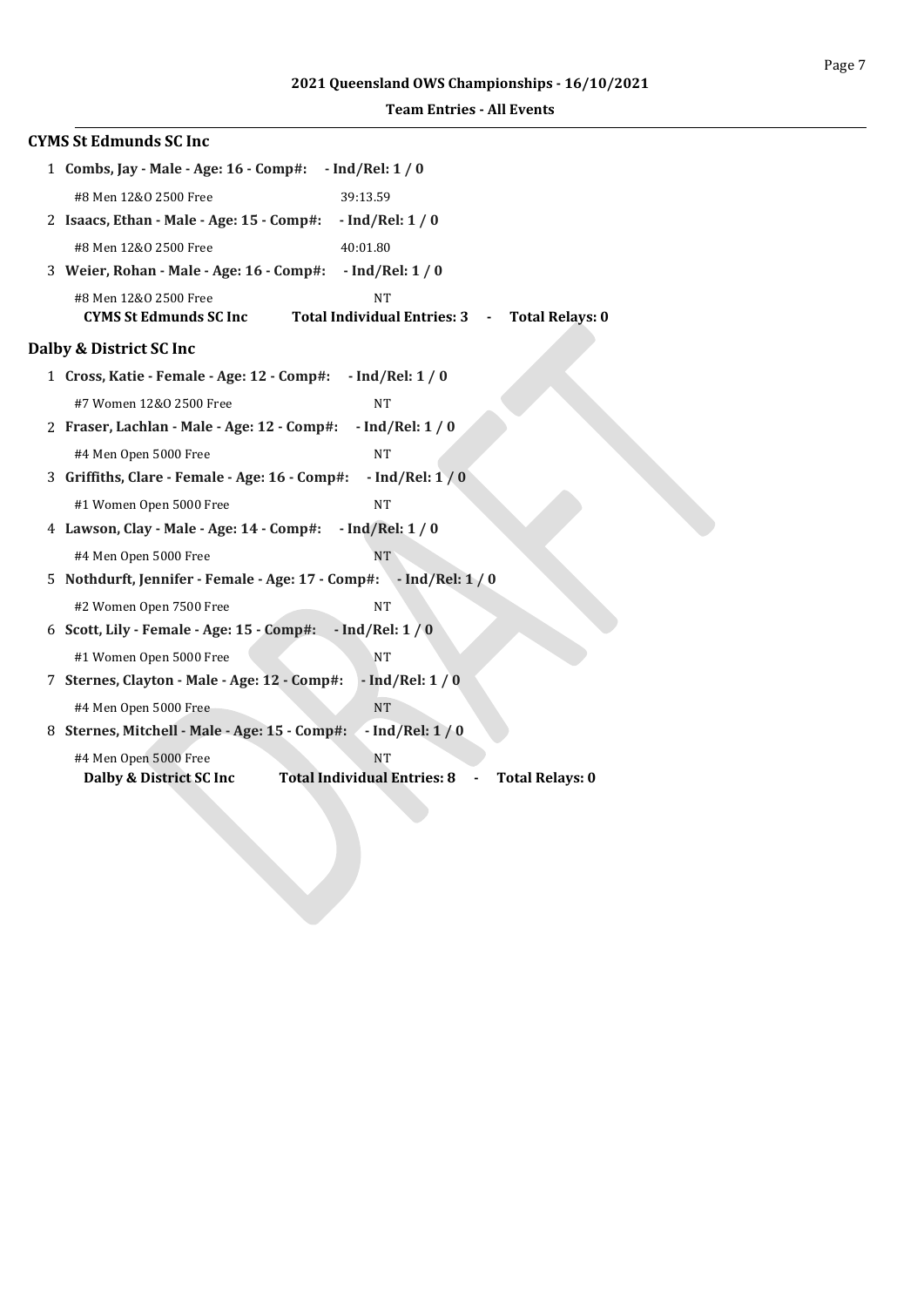## CYMS St Edmunds SC Inc

1 **Combs, Jay - Male - Age: 16 - Comp#: - Ind/Rel: 1 / 0**

#8 Men 12&O 2500 Free 39:13.59

2 **Isaacs, Ethan - Male - Age: 15 - Comp#: - Ind/Rel: 1 / 0**

#8 Men 12&O 2500 Free 40:01.80

3 **Weier, Rohan - Male - Age: 16 - Comp#: - Ind/Rel: 1 / 0**

#8 Men 12&O 2500 Free NT

**CYMS St Edmunds SC Inc Total Individual Entries: 3 - Total Relays: 0**

## Dalby & District SC Inc

1 **Cross, Katie - Female - Age: 12 - Comp#: - Ind/Rel: 1 / 0**

#7 Women 12&O 2500 Free NT

2 **Fraser, Lachlan - Male - Age: 12 - Comp#: - Ind/Rel: 1 / 0**

#4 Men Open 5000 Free NT

3 **Griffiths, Clare - Female - Age: 16 - Comp#: - Ind/Rel: 1 / 0**

#1 Women Open 5000 Free NT

4 **Lawson, Clay - Male - Age: 14 - Comp#: - Ind/Rel: 1 / 0**

#4 Men Open 5000 Free NT

5 **Nothdurft, Jennifer - Female - Age: 17 - Comp#: - Ind/Rel: 1 / 0**

#2 Women Open 7500 Free NT

6 **Scott, Lily - Female - Age: 15 - Comp#: - Ind/Rel: 1 / 0**

#1 Women Open 5000 Free NT

7 **Sternes, Clayton - Male - Age: 12 - Comp#: - Ind/Rel: 1 / 0**

#4 Men Open 5000 Free NT

8 **Sternes, Mitchell - Male - Age: 15 - Comp#: - Ind/Rel: 1 / 0**

#4 Men Open 5000 Free NT

**Dalby & District SC Inc Total Individual Entries: 8 - Total Relays: 0**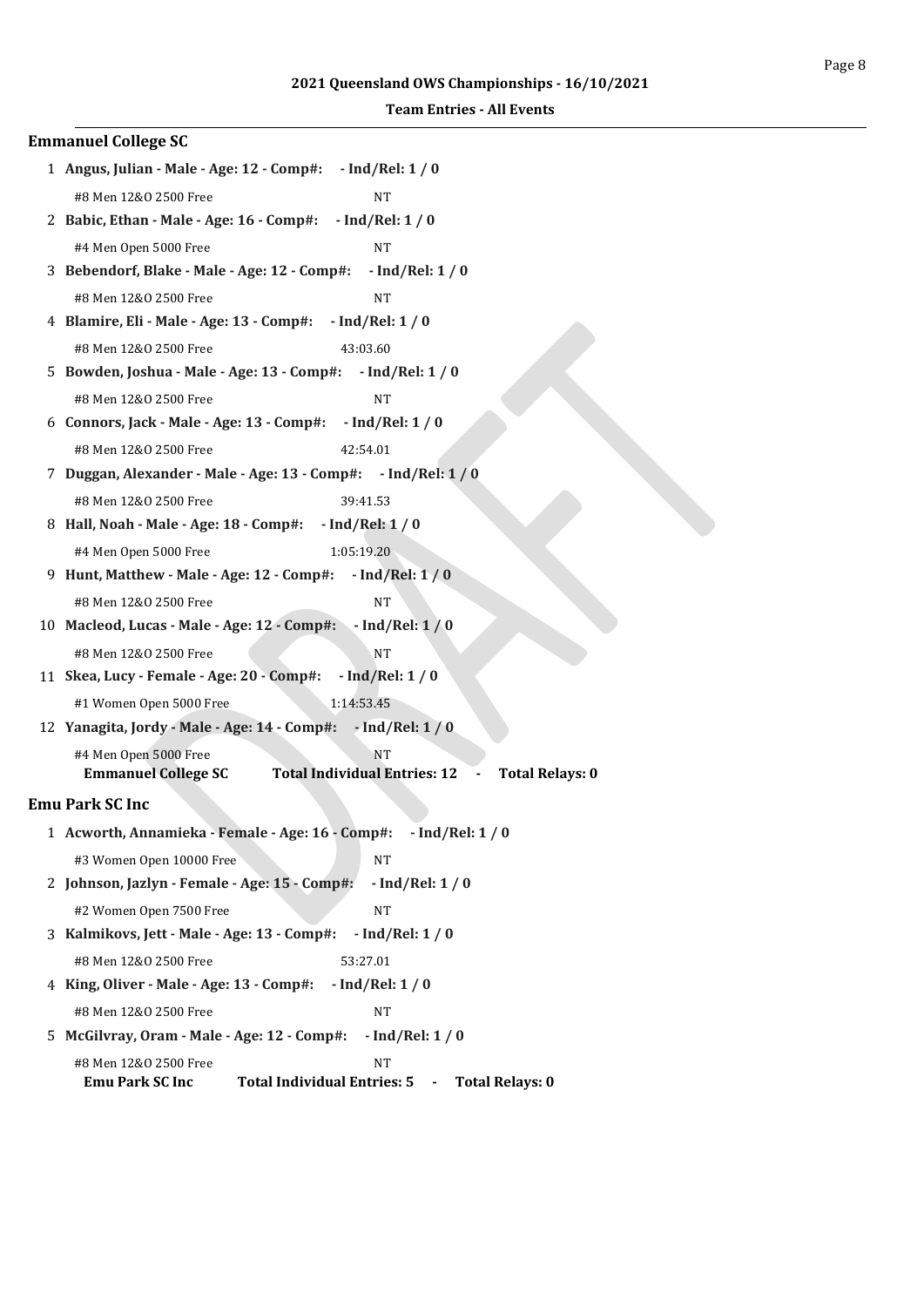**2021 Queensland OWS Championships - 16/10/2021**

**Team Entries - All Events**

## Emmanuel College SC

1 **Angus, Julian - Male - Age: 12 - Comp#: - Ind/Rel: 1 / 0**

#8 Men 12&O 2500 Free NT

2 **Babic, Ethan - Male - Age: 16 - Comp#: - Ind/Rel: 1 / 0**

#4 Men Open 5000 Free NT

3 **Bebendorf, Blake - Male - Age: 12 - Comp#: - Ind/Rel: 1 / 0**

#8 Men 12&O 2500 Free NT

4 **Blamire, Eli - Male - Age: 13 - Comp#: - Ind/Rel: 1 / 0**

#8 Men 12&O 2500 Free 43:03.60

5 **Bowden, Joshua - Male - Age: 13 - Comp#: - Ind/Rel: 1 / 0**

#8 Men 12&O 2500 Free NT

6 **Connors, Jack - Male - Age: 13 - Comp#: - Ind/Rel: 1 / 0**

#8 Men 12&O 2500 Free 42:54.01

7 **Duggan, Alexander - Male - Age: 13 - Comp#: - Ind/Rel: 1 / 0**

#8 Men 12&O 2500 Free 39:41.53

8 **Hall, Noah - Male - Age: 18 - Comp#: - Ind/Rel: 1 / 0**

#4 Men Open 5000 Free 1:05:19.20

9 **Hunt, Matthew - Male - Age: 12 - Comp#: - Ind/Rel: 1 / 0**

#8 Men 12&O 2500 Free NT

10 **Macleod, Lucas - Male - Age: 12 - Comp#: - Ind/Rel: 1 / 0**

#8 Men 12&O 2500 Free NT

11 **Skea, Lucy - Female - Age: 20 - Comp#: - Ind/Rel: 1 / 0**

#1 Women Open 5000 Free 1:14:53.45

12 **Yanagita, Jordy - Male - Age: 14 - Comp#: - Ind/Rel: 1 / 0**

#4 Men Open 5000 Free NT

**Emmanuel College SC Total Individual Entries: 12 - Total Relays: 0**

## Emu Park SC Inc

1 **Acworth, Annamieka - Female - Age: 16 - Comp#: - Ind/Rel: 1 / 0**

#3 Women Open 10000 Free NT

2 **Johnson, Jazlyn - Female - Age: 15 - Comp#: - Ind/Rel: 1 / 0**

#2 Women Open 7500 Free NT

3 **Kalmikovs, Jett - Male - Age: 13 - Comp#: - Ind/Rel: 1 / 0**

#8 Men 12&O 2500 Free 53:27.01

4 **King, Oliver - Male - Age: 13 - Comp#: - Ind/Rel: 1 / 0**

#8 Men 12&O 2500 Free NT

5 **McGilvray, Oram - Male - Age: 12 - Comp#: - Ind/Rel: 1 / 0**

#8 Men 12&O 2500 Free NT

**Emu Park SC Inc Total Individual Entries: 5 - Total Relays: 0**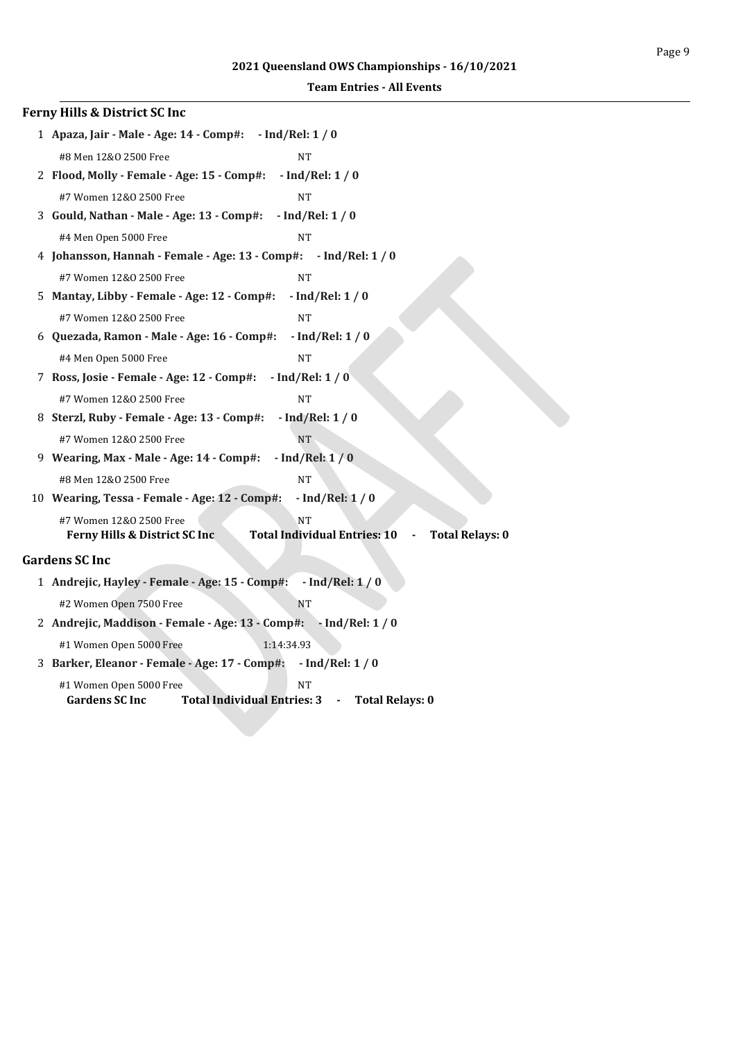**2021 Queensland OWS Championships - 16/10/2021**

**Team Entries - All Events**

## Ferny Hills & District SC Inc

1 **Apaza, Jair - Male - Age: 14 - Comp#: - Ind/Rel: 1 / 0**

#8 Men 12&O 2500 Free NT

2 **Flood, Molly - Female - Age: 15 - Comp#: - Ind/Rel: 1 / 0**

#7 Women 12&O 2500 Free NT

3 **Gould, Nathan - Male - Age: 13 - Comp#: - Ind/Rel: 1 / 0**

#4 Men Open 5000 Free NT

4 **Johansson, Hannah - Female - Age: 13 - Comp#: - Ind/Rel: 1 / 0**

#7 Women 12&O 2500 Free NT

5 **Mantay, Libby - Female - Age: 12 - Comp#: - Ind/Rel: 1 / 0**

#7 Women 12&O 2500 Free NT

6 **Quezada, Ramon - Male - Age: 16 - Comp#: - Ind/Rel: 1 / 0**

#4 Men Open 5000 Free NT

7 **Ross, Josie - Female - Age: 12 - Comp#: - Ind/Rel: 1 / 0**

#7 Women 12&O 2500 Free NT

8 **Sterzl, Ruby - Female - Age: 13 - Comp#: - Ind/Rel: 1 / 0**

#7 Women 12&O 2500 Free NT

9 **Wearing, Max - Male - Age: 14 - Comp#: - Ind/Rel: 1 / 0**

#8 Men 12&O 2500 Free NT

10 **Wearing, Tessa - Female - Age: 12 - Comp#: - Ind/Rel: 1 / 0**

#7 Women 12&O 2500 Free NT

**Ferny Hills & District SC Inc** **Total Individual Entries: 10 - Total Relays: 0**

## Gardens SC Inc

1 **Andrejic, Hayley - Female - Age: 15 - Comp#: - Ind/Rel: 1 / 0**

#2 Women Open 7500 Free NT

2 **Andrejic, Maddison - Female - Age: 13 - Comp#: - Ind/Rel: 1 / 0**

#1 Women Open 5000 Free 1:14:34.93

3 **Barker, Eleanor - Female - Age: 17 - Comp#: - Ind/Rel: 1 / 0**

#1 Women Open 5000 Free NT

**Gardens SC Inc** **Total Individual Entries: 3 - Total Relays: 0**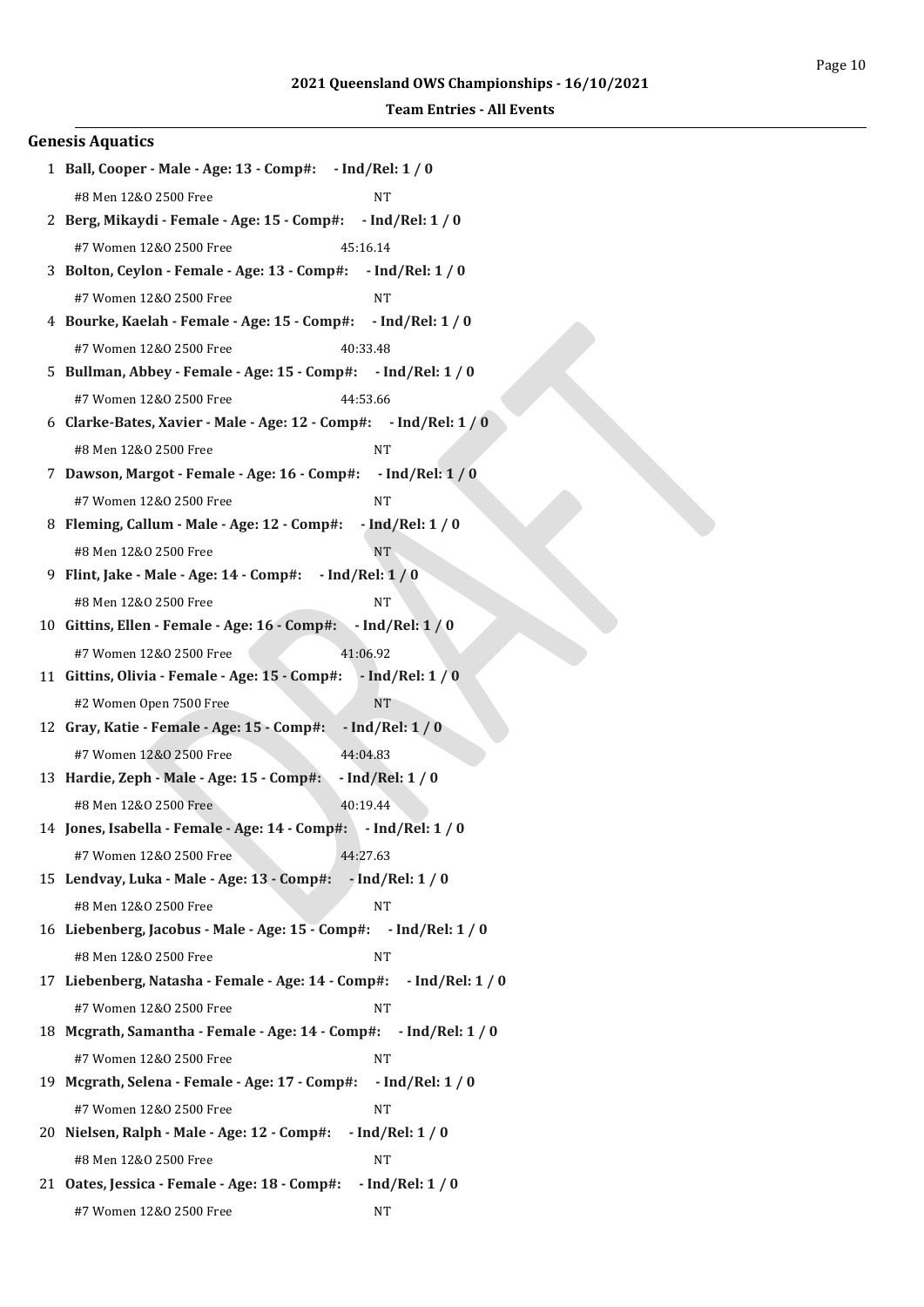## 2021 Queensland OWS Championships - 16/10/2021

### Team Entries - All Events

### Genesis Aquatics

1 **Ball, Cooper - Male - Age: 13 - Comp#: - Ind/Rel: 1 / 0**

#8 Men 12&O 2500 Free NT

2 **Berg, Mikaydi - Female - Age: 15 - Comp#: - Ind/Rel: 1 / 0**

#7 Women 12&O 2500 Free 45:16.14

3 **Bolton, Ceylon - Female - Age: 13 - Comp#: - Ind/Rel: 1 / 0**

#7 Women 12&O 2500 Free NT

4 **Bourke, Kaelah - Female - Age: 15 - Comp#: - Ind/Rel: 1 / 0**

#7 Women 12&O 2500 Free 40:33.48

5 **Bullman, Abbey - Female - Age: 15 - Comp#: - Ind/Rel: 1 / 0**

#7 Women 12&O 2500 Free 44:53.66

6 **Clarke-Bates, Xavier - Male - Age: 12 - Comp#: - Ind/Rel: 1 / 0**

#8 Men 12&O 2500 Free NT

7 **Dawson, Margot - Female - Age: 16 - Comp#: - Ind/Rel: 1 / 0**

#7 Women 12&O 2500 Free NT

8 **Fleming, Callum - Male - Age: 12 - Comp#: - Ind/Rel: 1 / 0**

#8 Men 12&O 2500 Free NT

9 **Flint, Jake - Male - Age: 14 - Comp#: - Ind/Rel: 1 / 0**

#8 Men 12&O 2500 Free NT

10 **Gittins, Ellen - Female - Age: 16 - Comp#: - Ind/Rel: 1 / 0**

#7 Women 12&O 2500 Free 41:06.92

11 **Gittins, Olivia - Female - Age: 15 - Comp#: - Ind/Rel: 1 / 0**

#2 Women Open 7500 Free NT

12 **Gray, Katie - Female - Age: 15 - Comp#: - Ind/Rel: 1 / 0**

#7 Women 12&O 2500 Free 44:04.83

13 **Hardie, Zeph - Male - Age: 15 - Comp#: - Ind/Rel: 1 / 0**

#8 Men 12&O 2500 Free 40:19.44

14 **Jones, Isabella - Female - Age: 14 - Comp#: - Ind/Rel: 1 / 0**

#7 Women 12&O 2500 Free 44:27.63

15 **Lendvay, Luka - Male - Age: 13 - Comp#: - Ind/Rel: 1 / 0**

#8 Men 12&O 2500 Free NT

16 **Liebenberg, Jacobus - Male - Age: 15 - Comp#: - Ind/Rel: 1 / 0**

#8 Men 12&O 2500 Free NT

17 **Liebenberg, Natasha - Female - Age: 14 - Comp#: - Ind/Rel: 1 / 0**

#7 Women 12&O 2500 Free NT

18 **Mcgrath, Samantha - Female - Age: 14 - Comp#: - Ind/Rel: 1 / 0**

#7 Women 12&O 2500 Free NT

19 **Mcgrath, Selena - Female - Age: 17 - Comp#: - Ind/Rel: 1 / 0**

#7 Women 12&O 2500 Free NT

20 **Nielsen, Ralph - Male - Age: 12 - Comp#: - Ind/Rel: 1 / 0**

#8 Men 12&O 2500 Free NT

21 **Oates, Jessica - Female - Age: 18 - Comp#: - Ind/Rel: 1 / 0**

#7 Women 12&O 2500 Free NT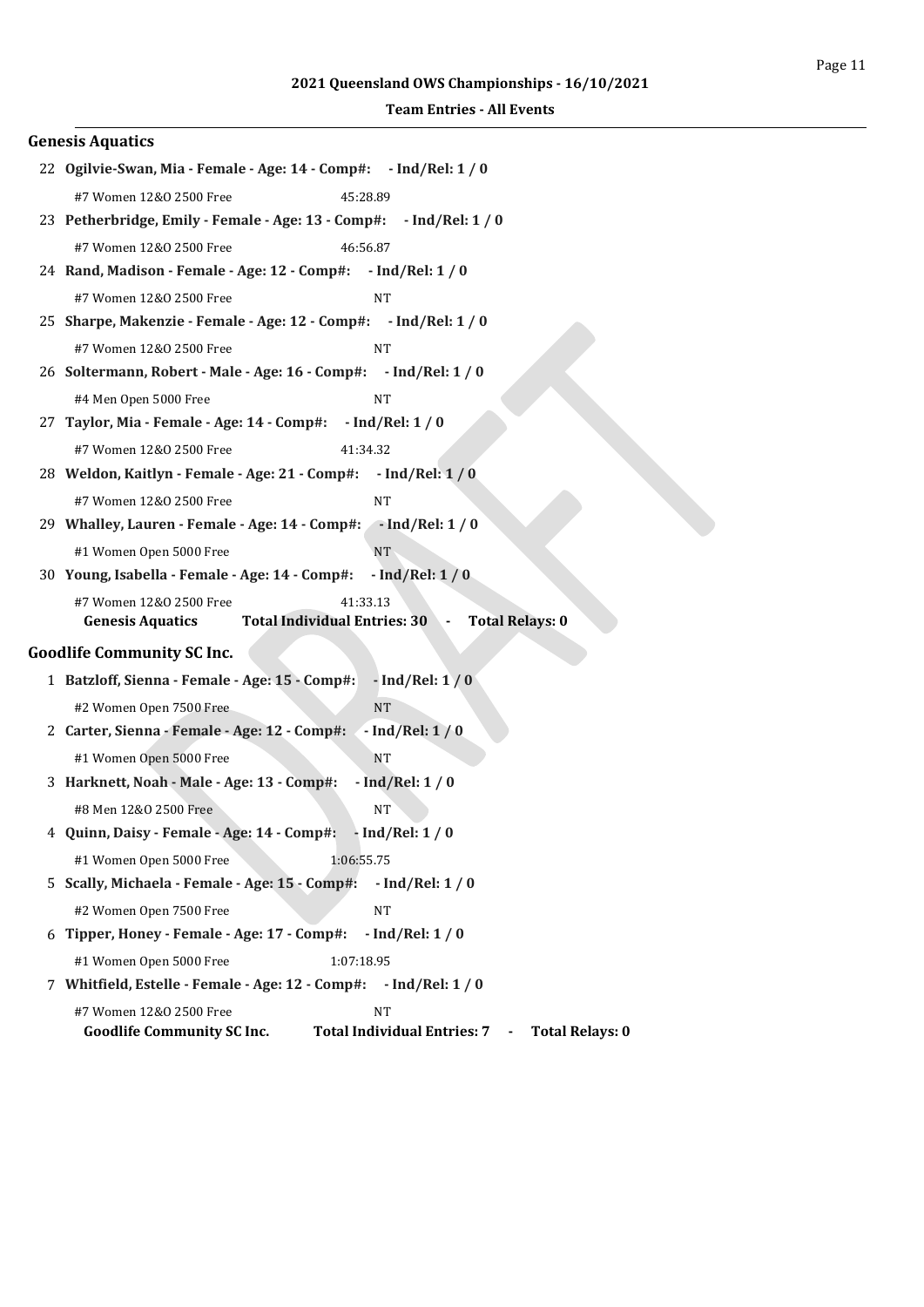## Genesis Aquatics

22 **Ogilvie-Swan, Mia - Female - Age: 14 - Comp#: - Ind/Rel: 1 / 0**

#7 Women 12&O 2500 Free 45:28.89

23 **Petherbridge, Emily - Female - Age: 13 - Comp#: - Ind/Rel: 1 / 0**

#7 Women 12&O 2500 Free 46:56.87

24 **Rand, Madison - Female - Age: 12 - Comp#: - Ind/Rel: 1 / 0**

#7 Women 12&O 2500 Free NT

25 **Sharpe, Makenzie - Female - Age: 12 - Comp#: - Ind/Rel: 1 / 0**

#7 Women 12&O 2500 Free NT

26 **Soltermann, Robert - Male - Age: 16 - Comp#: - Ind/Rel: 1 / 0**

#4 Men Open 5000 Free NT

27 **Taylor, Mia - Female - Age: 14 - Comp#: - Ind/Rel: 1 / 0**

#7 Women 12&O 2500 Free 41:34.32

28 **Weldon, Kaitlyn - Female - Age: 21 - Comp#: - Ind/Rel: 1 / 0**

#7 Women 12&O 2500 Free NT

29 **Whalley, Lauren - Female - Age: 14 - Comp#: - Ind/Rel: 1 / 0**

#1 Women Open 5000 Free NT

30 **Young, Isabella - Female - Age: 14 - Comp#: - Ind/Rel: 1 / 0**

#7 Women 12&O 2500 Free 41:33.13

**Genesis Aquatics Total Individual Entries: 30 - Total Relays: 0**

## Goodlife Community SC Inc.

1 **Batzloff, Sienna - Female - Age: 15 - Comp#: - Ind/Rel: 1 / 0**

#2 Women Open 7500 Free NT

2 **Carter, Sienna - Female - Age: 12 - Comp#: - Ind/Rel: 1 / 0**

#1 Women Open 5000 Free NT

3 **Harknett, Noah - Male - Age: 13 - Comp#: - Ind/Rel: 1 / 0**

#8 Men 12&O 2500 Free NT

4 **Quinn, Daisy - Female - Age: 14 - Comp#: - Ind/Rel: 1 / 0**

#1 Women Open 5000 Free 1:06:55.75

5 **Scally, Michaela - Female - Age: 15 - Comp#: - Ind/Rel: 1 / 0**

#2 Women Open 7500 Free NT

6 **Tipper, Honey - Female - Age: 17 - Comp#: - Ind/Rel: 1 / 0**

#1 Women Open 5000 Free 1:07:18.95

7 **Whitfield, Estelle - Female - Age: 12 - Comp#: - Ind/Rel: 1 / 0**

#7 Women 12&O 2500 Free NT

**Goodlife Community SC Inc. Total Individual Entries: 7 - Total Relays: 0**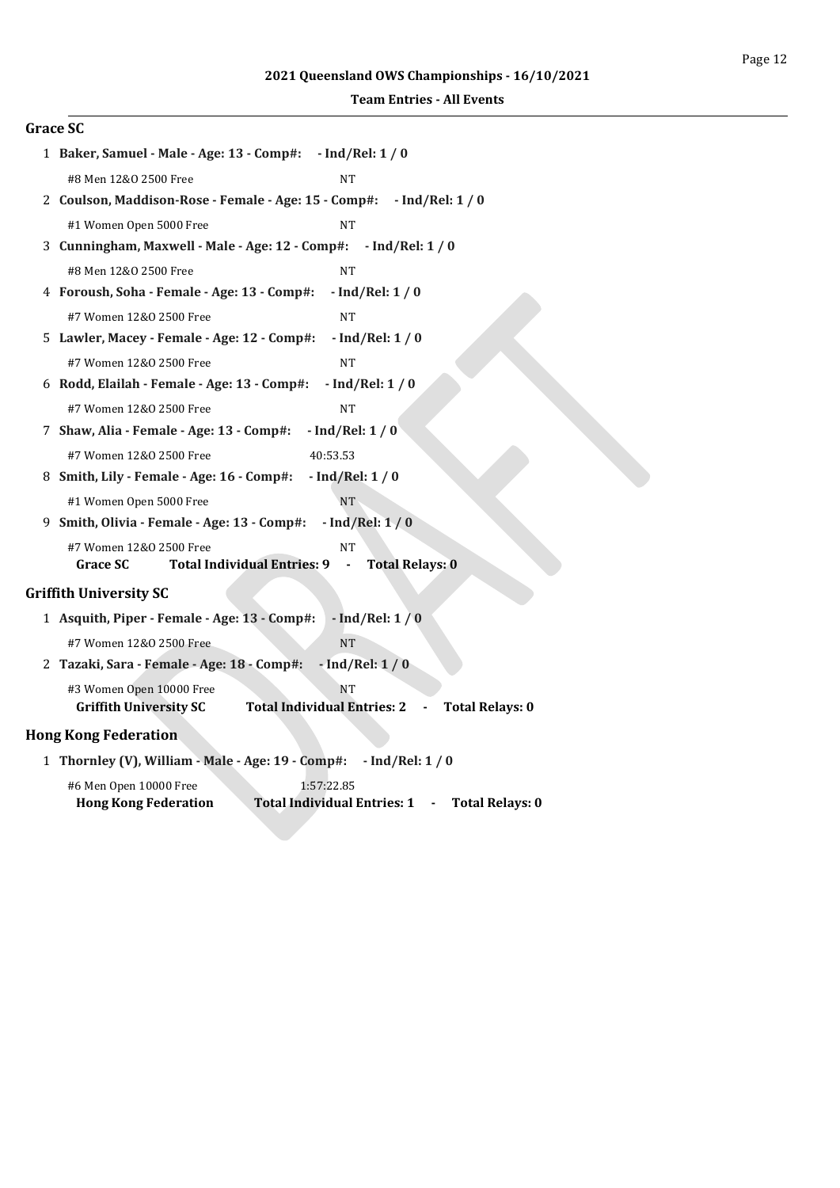**2021 Queensland OWS Championships - 16/10/2021**

**Team Entries - All Events**

## Grace SC

1 **Baker, Samuel - Male - Age: 13 - Comp#: - Ind/Rel: 1 / 0**

#8 Men 12&O 2500 Free NT

2 **Coulson, Maddison-Rose - Female - Age: 15 - Comp#: - Ind/Rel: 1 / 0**

#1 Women Open 5000 Free NT

3 **Cunningham, Maxwell - Male - Age: 12 - Comp#: - Ind/Rel: 1 / 0**

#8 Men 12&O 2500 Free NT

4 **Foroush, Soha - Female - Age: 13 - Comp#: - Ind/Rel: 1 / 0**

#7 Women 12&O 2500 Free NT

5 **Lawler, Macey - Female - Age: 12 - Comp#: - Ind/Rel: 1 / 0**

#7 Women 12&O 2500 Free NT

6 **Rodd, Elailah - Female - Age: 13 - Comp#: - Ind/Rel: 1 / 0**

#7 Women 12&O 2500 Free NT

7 **Shaw, Alia - Female - Age: 13 - Comp#: - Ind/Rel: 1 / 0**

#7 Women 12&O 2500 Free 40:53.53

8 **Smith, Lily - Female - Age: 16 - Comp#: - Ind/Rel: 1 / 0**

#1 Women Open 5000 Free NT

9 **Smith, Olivia - Female - Age: 13 - Comp#: - Ind/Rel: 1 / 0**

#7 Women 12&O 2500 Free NT

**Grace SC Total Individual Entries: 9 - Total Relays: 0**

## Griffith University SC

1 **Asquith, Piper - Female - Age: 13 - Comp#: - Ind/Rel: 1 / 0**

#7 Women 12&O 2500 Free NT

2 **Tazaki, Sara - Female - Age: 18 - Comp#: - Ind/Rel: 1 / 0**

#3 Women Open 10000 Free NT

**Griffith University SC Total Individual Entries: 2 - Total Relays: 0**

## Hong Kong Federation

1 **Thornley (V), William - Male - Age: 19 - Comp#: - Ind/Rel: 1 / 0**

#6 Men Open 10000 Free 1:57:22.85

**Hong Kong Federation Total Individual Entries: 1 - Total Relays: 0**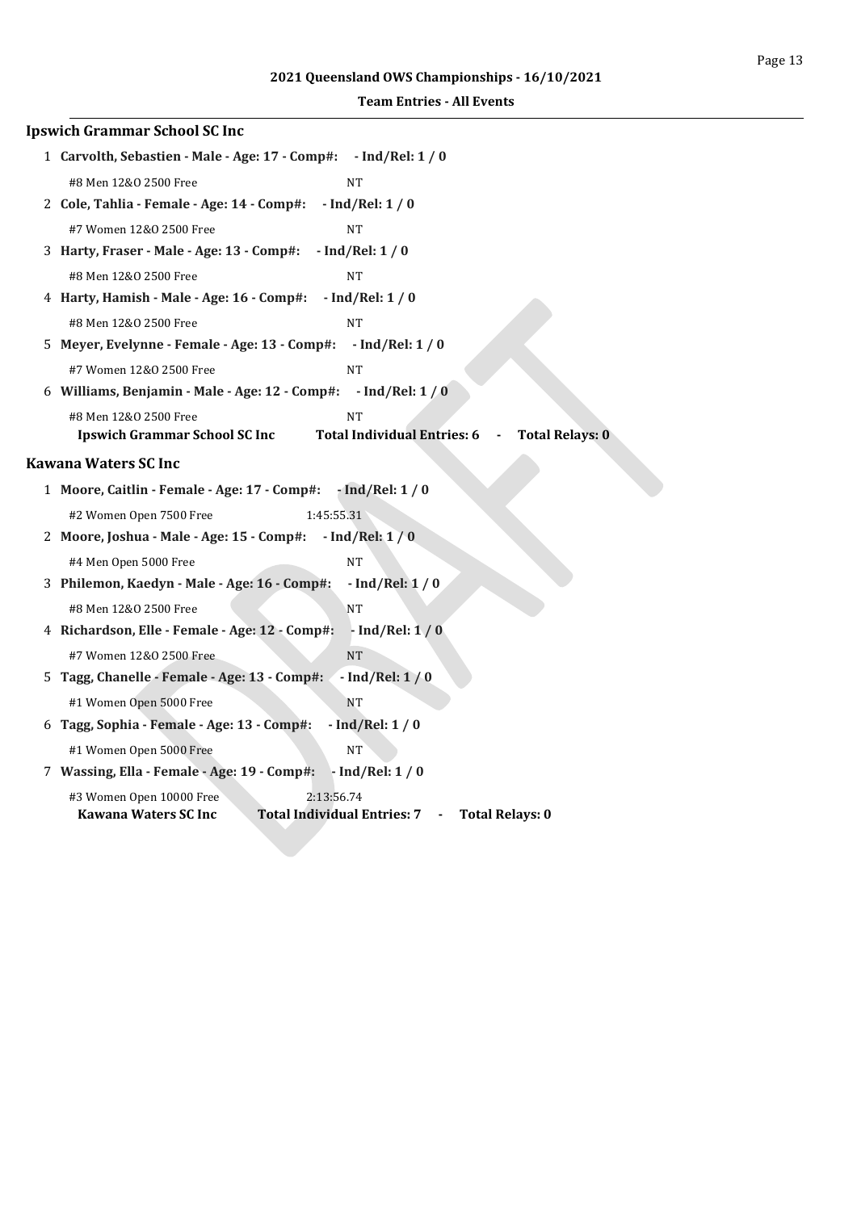## Ipswich Grammar School SC Inc

1 **Carvolth, Sebastien - Male - Age: 17 - Comp#: - Ind/Rel: 1 / 0**

#8 Men 12&O 2500 Free NT

2 **Cole, Tahlia - Female - Age: 14 - Comp#: - Ind/Rel: 1 / 0**

#7 Women 12&O 2500 Free NT

3 **Harty, Fraser - Male - Age: 13 - Comp#: - Ind/Rel: 1 / 0**

#8 Men 12&O 2500 Free NT

4 **Harty, Hamish - Male - Age: 16 - Comp#: - Ind/Rel: 1 / 0**

#8 Men 12&O 2500 Free NT

5 **Meyer, Evelynne - Female - Age: 13 - Comp#: - Ind/Rel: 1 / 0**

#7 Women 12&O 2500 Free NT

6 **Williams, Benjamin - Male - Age: 12 - Comp#: - Ind/Rel: 1 / 0**

#8 Men 12&O 2500 Free NT

**Ipswich Grammar School SC Inc Total Individual Entries: 6 - Total Relays: 0**

## Kawana Waters SC Inc

1 **Moore, Caitlin - Female - Age: 17 - Comp#: - Ind/Rel: 1 / 0**

#2 Women Open 7500 Free 1:45:55.31

2 **Moore, Joshua - Male - Age: 15 - Comp#: - Ind/Rel: 1 / 0**

#4 Men Open 5000 Free NT

3 **Philemon, Kaedyn - Male - Age: 16 - Comp#: - Ind/Rel: 1 / 0**

#8 Men 12&O 2500 Free NT

4 **Richardson, Elle - Female - Age: 12 - Comp#: - Ind/Rel: 1 / 0**

#7 Women 12&O 2500 Free NT

5 **Tagg, Chanelle - Female - Age: 13 - Comp#: - Ind/Rel: 1 / 0**

#1 Women Open 5000 Free NT

6 **Tagg, Sophia - Female - Age: 13 - Comp#: - Ind/Rel: 1 / 0**

#1 Women Open 5000 Free NT

7 **Wassing, Ella - Female - Age: 19 - Comp#: - Ind/Rel: 1 / 0**

#3 Women Open 10000 Free 2:13:56.74

**Kawana Waters SC Inc Total Individual Entries: 7 - Total Relays: 0**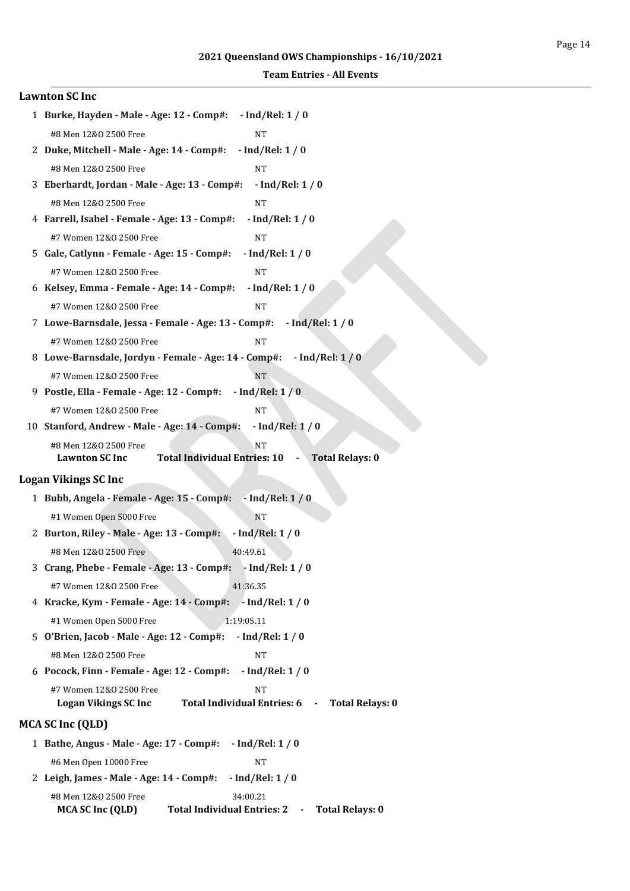**2021 Queensland OWS Championships - 16/10/2021**

**Team Entries - All Events**

### Lawnton SC Inc

1. **Burke, Hayden - Male - Age: 12 - Comp#: - Ind/Rel: 1 / 0**
   - #8 Men 12&O 2500 Free — NT
2. **Duke, Mitchell - Male - Age: 14 - Comp#: - Ind/Rel: 1 / 0**
   - #8 Men 12&O 2500 Free — NT
3. **Eberhardt, Jordan - Male - Age: 13 - Comp#: - Ind/Rel: 1 / 0**
   - #8 Men 12&O 2500 Free — NT
4. **Farrell, Isabel - Female - Age: 13 - Comp#: - Ind/Rel: 1 / 0**
   - #7 Women 12&O 2500 Free — NT
5. **Gale, Catlynn - Female - Age: 15 - Comp#: - Ind/Rel: 1 / 0**
   - #7 Women 12&O 2500 Free — NT
6. **Kelsey, Emma - Female - Age: 14 - Comp#: - Ind/Rel: 1 / 0**
   - #7 Women 12&O 2500 Free — NT
7. **Lowe-Barnsdale, Jessa - Female - Age: 13 - Comp#: - Ind/Rel: 1 / 0**
   - #7 Women 12&O 2500 Free — NT
8. **Lowe-Barnsdale, Jordyn - Female - Age: 14 - Comp#: - Ind/Rel: 1 / 0**
   - #7 Women 12&O 2500 Free — NT
9. **Postle, Ella - Female - Age: 12 - Comp#: - Ind/Rel: 1 / 0**
   - #7 Women 12&O 2500 Free — NT
10. **Stanford, Andrew - Male - Age: 14 - Comp#: - Ind/Rel: 1 / 0**
    - #8 Men 12&O 2500 Free — NT

**Lawnton SC Inc — Total Individual Entries: 10 - Total Relays: 0**

### Logan Vikings SC Inc

1. **Bubb, Angela - Female - Age: 15 - Comp#: - Ind/Rel: 1 / 0**
   - #1 Women Open 5000 Free — NT
2. **Burton, Riley - Male - Age: 13 - Comp#: - Ind/Rel: 1 / 0**
   - #8 Men 12&O 2500 Free — 40:49.61
3. **Crang, Phebe - Female - Age: 13 - Comp#: - Ind/Rel: 1 / 0**
   - #7 Women 12&O 2500 Free — 41:36.35
4. **Kracke, Kym - Female - Age: 14 - Comp#: - Ind/Rel: 1 / 0**
   - #1 Women Open 5000 Free — 1:19:05.11
5. **O'Brien, Jacob - Male - Age: 12 - Comp#: - Ind/Rel: 1 / 0**
   - #8 Men 12&O 2500 Free — NT
6. **Pocock, Finn - Female - Age: 12 - Comp#: - Ind/Rel: 1 / 0**
   - #7 Women 12&O 2500 Free — NT

**Logan Vikings SC Inc — Total Individual Entries: 6 - Total Relays: 0**

### MCA SC Inc (QLD)

1. **Bathe, Angus - Male - Age: 17 - Comp#: - Ind/Rel: 1 / 0**
   - #6 Men Open 10000 Free — NT
2. **Leigh, James - Male - Age: 14 - Comp#: - Ind/Rel: 1 / 0**
   - #8 Men 12&O 2500 Free — 34:00.21

**MCA SC Inc (QLD) — Total Individual Entries: 2 - Total Relays: 0**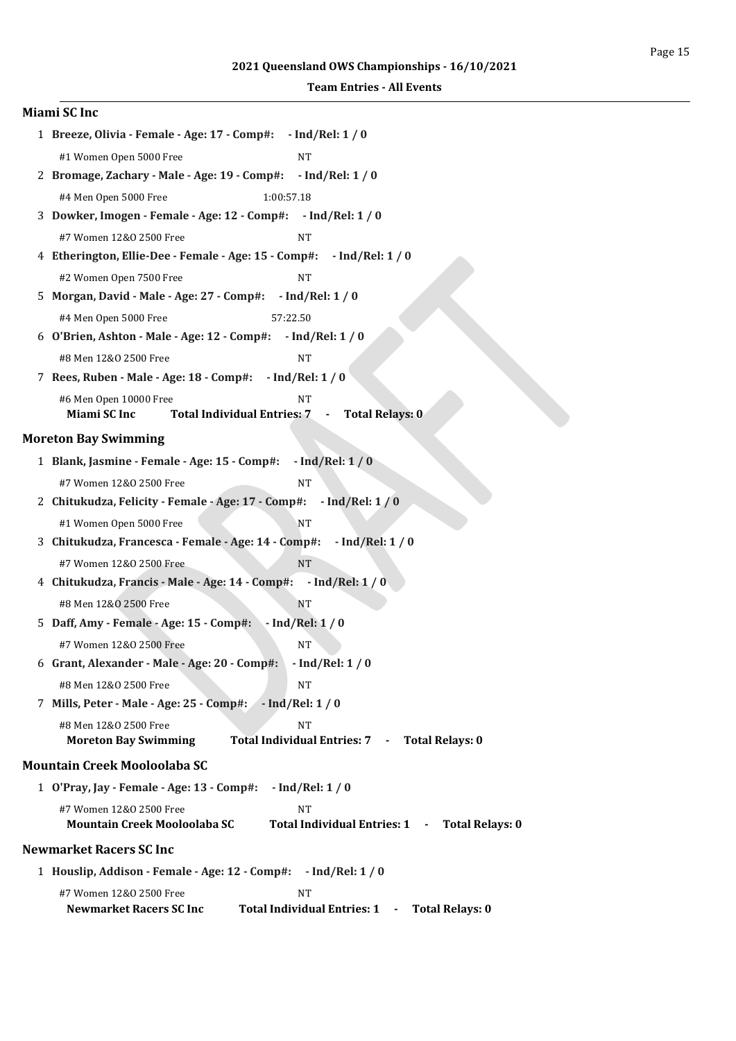**2021 Queensland OWS Championships - 16/10/2021**

**Team Entries - All Events**

## Miami SC Inc

1 **Breeze, Olivia - Female - Age: 17 - Comp#: - Ind/Rel: 1 / 0**

#1 Women Open 5000 Free NT

2 **Bromage, Zachary - Male - Age: 19 - Comp#: - Ind/Rel: 1 / 0**

#4 Men Open 5000 Free 1:00:57.18

3 **Dowker, Imogen - Female - Age: 12 - Comp#: - Ind/Rel: 1 / 0**

#7 Women 12&O 2500 Free NT

4 **Etherington, Ellie-Dee - Female - Age: 15 - Comp#: - Ind/Rel: 1 / 0**

#2 Women Open 7500 Free NT

5 **Morgan, David - Male - Age: 27 - Comp#: - Ind/Rel: 1 / 0**

#4 Men Open 5000 Free 57:22.50

6 **O'Brien, Ashton - Male - Age: 12 - Comp#: - Ind/Rel: 1 / 0**

#8 Men 12&O 2500 Free NT

7 **Rees, Ruben - Male - Age: 18 - Comp#: - Ind/Rel: 1 / 0**

#6 Men Open 10000 Free NT

**Miami SC Inc Total Individual Entries: 7 - Total Relays: 0**

## Moreton Bay Swimming

1 **Blank, Jasmine - Female - Age: 15 - Comp#: - Ind/Rel: 1 / 0**

#7 Women 12&O 2500 Free NT

2 **Chitukudza, Felicity - Female - Age: 17 - Comp#: - Ind/Rel: 1 / 0**

#1 Women Open 5000 Free NT

3 **Chitukudza, Francesca - Female - Age: 14 - Comp#: - Ind/Rel: 1 / 0**

#7 Women 12&O 2500 Free NT

4 **Chitukudza, Francis - Male - Age: 14 - Comp#: - Ind/Rel: 1 / 0**

#8 Men 12&O 2500 Free NT

5 **Daff, Amy - Female - Age: 15 - Comp#: - Ind/Rel: 1 / 0**

#7 Women 12&O 2500 Free NT

6 **Grant, Alexander - Male - Age: 20 - Comp#: - Ind/Rel: 1 / 0**

#8 Men 12&O 2500 Free NT

7 **Mills, Peter - Male - Age: 25 - Comp#: - Ind/Rel: 1 / 0**

#8 Men 12&O 2500 Free NT

**Moreton Bay Swimming Total Individual Entries: 7 - Total Relays: 0**

## Mountain Creek Mooloolaba SC

1 **O'Pray, Jay - Female - Age: 13 - Comp#: - Ind/Rel: 1 / 0**

#7 Women 12&O 2500 Free NT

**Mountain Creek Mooloolaba SC Total Individual Entries: 1 - Total Relays: 0**

## Newmarket Racers SC Inc

1 **Houslip, Addison - Female - Age: 12 - Comp#: - Ind/Rel: 1 / 0**

#7 Women 12&O 2500 Free NT

**Newmarket Racers SC Inc Total Individual Entries: 1 - Total Relays: 0**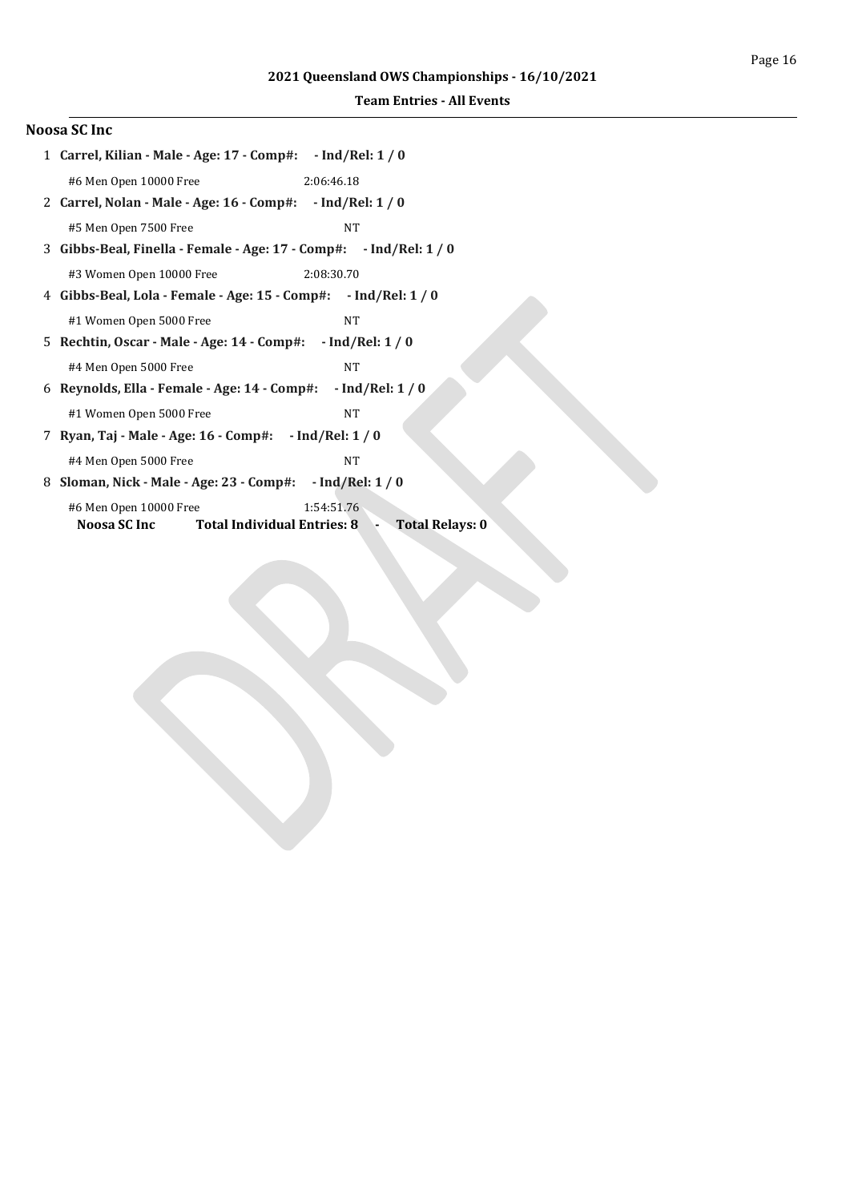## Noosa SC Inc

1. **Carrel, Kilian - Male - Age: 17 - Comp#: - Ind/Rel: 1 / 0**

   #6 Men Open 10000 Free — 2:06:46.18

2. **Carrel, Nolan - Male - Age: 16 - Comp#: - Ind/Rel: 1 / 0**

   #5 Men Open 7500 Free — NT

3. **Gibbs-Beal, Finella - Female - Age: 17 - Comp#: - Ind/Rel: 1 / 0**

   #3 Women Open 10000 Free — 2:08:30.70

4. **Gibbs-Beal, Lola - Female - Age: 15 - Comp#: - Ind/Rel: 1 / 0**

   #1 Women Open 5000 Free — NT

5. **Rechtin, Oscar - Male - Age: 14 - Comp#: - Ind/Rel: 1 / 0**

   #4 Men Open 5000 Free — NT

6. **Reynolds, Ella - Female - Age: 14 - Comp#: - Ind/Rel: 1 / 0**

   #1 Women Open 5000 Free — NT

7. **Ryan, Taj - Male - Age: 16 - Comp#: - Ind/Rel: 1 / 0**

   #4 Men Open 5000 Free — NT

8. **Sloman, Nick - Male - Age: 23 - Comp#: - Ind/Rel: 1 / 0**

   #6 Men Open 10000 Free — 1:54:51.76

**Noosa SC Inc** **Total Individual Entries: 8 - Total Relays: 0**

DRAFT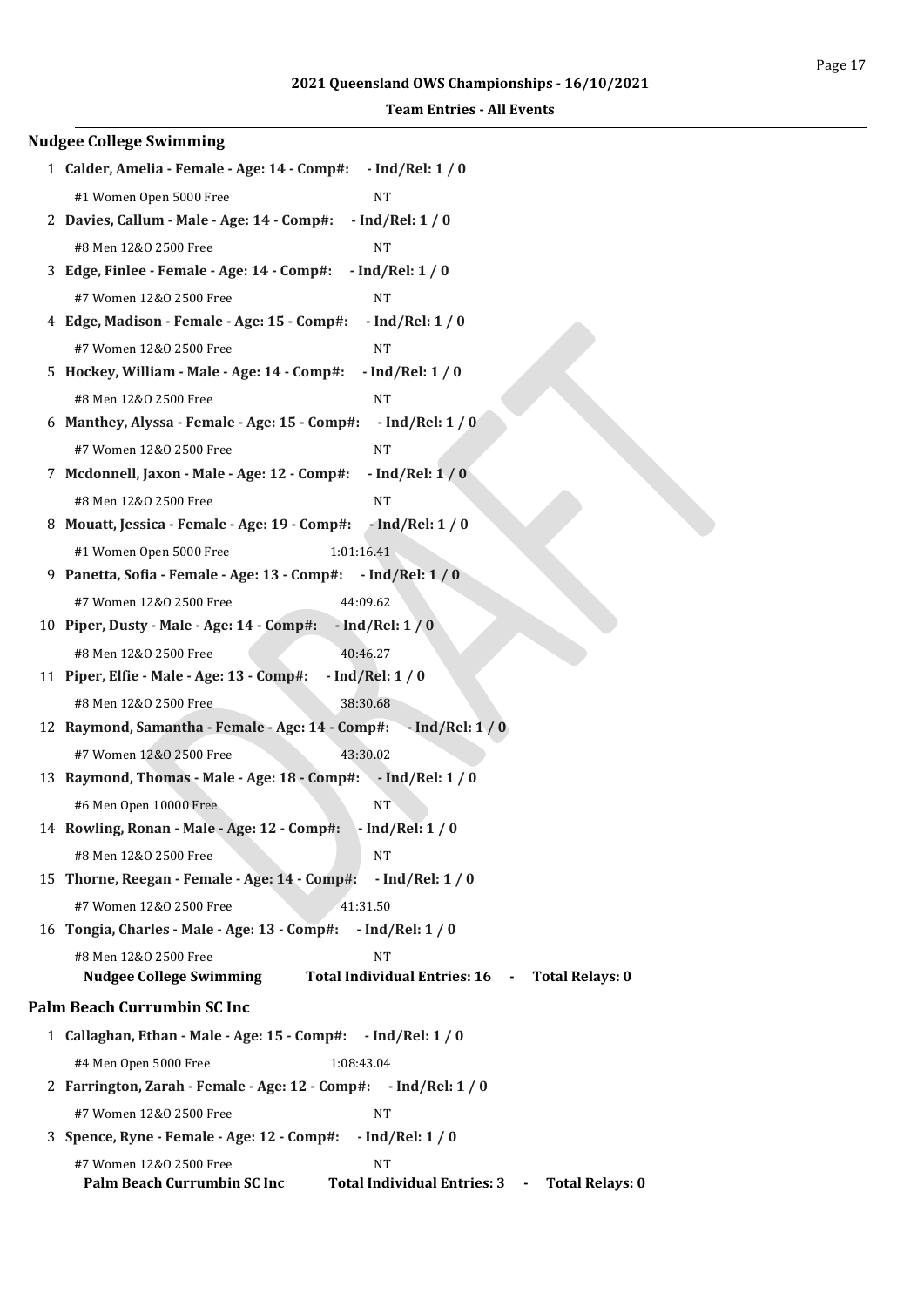## Nudgee College Swimming

1 **Calder, Amelia - Female - Age: 14 - Comp#: - Ind/Rel: 1 / 0**

#1 Women Open 5000 Free NT

2 **Davies, Callum - Male - Age: 14 - Comp#: - Ind/Rel: 1 / 0**

#8 Men 12&O 2500 Free NT

3 **Edge, Finlee - Female - Age: 14 - Comp#: - Ind/Rel: 1 / 0**

#7 Women 12&O 2500 Free NT

4 **Edge, Madison - Female - Age: 15 - Comp#: - Ind/Rel: 1 / 0**

#7 Women 12&O 2500 Free NT

5 **Hockey, William - Male - Age: 14 - Comp#: - Ind/Rel: 1 / 0**

#8 Men 12&O 2500 Free NT

6 **Manthey, Alyssa - Female - Age: 15 - Comp#: - Ind/Rel: 1 / 0**

#7 Women 12&O 2500 Free NT

7 **Mcdonnell, Jaxon - Male - Age: 12 - Comp#: - Ind/Rel: 1 / 0**

#8 Men 12&O 2500 Free NT

8 **Mouatt, Jessica - Female - Age: 19 - Comp#: - Ind/Rel: 1 / 0**

#1 Women Open 5000 Free 1:01:16.41

9 **Panetta, Sofia - Female - Age: 13 - Comp#: - Ind/Rel: 1 / 0**

#7 Women 12&O 2500 Free 44:09.62

10 **Piper, Dusty - Male - Age: 14 - Comp#: - Ind/Rel: 1 / 0**

#8 Men 12&O 2500 Free 40:46.27

11 **Piper, Elfie - Male - Age: 13 - Comp#: - Ind/Rel: 1 / 0**

#8 Men 12&O 2500 Free 38:30.68

12 **Raymond, Samantha - Female - Age: 14 - Comp#: - Ind/Rel: 1 / 0**

#7 Women 12&O 2500 Free 43:30.02

13 **Raymond, Thomas - Male - Age: 18 - Comp#: - Ind/Rel: 1 / 0**

#6 Men Open 10000 Free NT

14 **Rowling, Ronan - Male - Age: 12 - Comp#: - Ind/Rel: 1 / 0**

#8 Men 12&O 2500 Free NT

15 **Thorne, Reegan - Female - Age: 14 - Comp#: - Ind/Rel: 1 / 0**

#7 Women 12&O 2500 Free 41:31.50

16 **Tongia, Charles - Male - Age: 13 - Comp#: - Ind/Rel: 1 / 0**

#8 Men 12&O 2500 Free NT

**Nudgee College Swimming Total Individual Entries: 16 - Total Relays: 0**

## Palm Beach Currumbin SC Inc

1 **Callaghan, Ethan - Male - Age: 15 - Comp#: - Ind/Rel: 1 / 0**

#4 Men Open 5000 Free 1:08:43.04

2 **Farrington, Zarah - Female - Age: 12 - Comp#: - Ind/Rel: 1 / 0**

#7 Women 12&O 2500 Free NT

3 **Spence, Ryne - Female - Age: 12 - Comp#: - Ind/Rel: 1 / 0**

#7 Women 12&O 2500 Free NT

**Palm Beach Currumbin SC Inc Total Individual Entries: 3 - Total Relays: 0**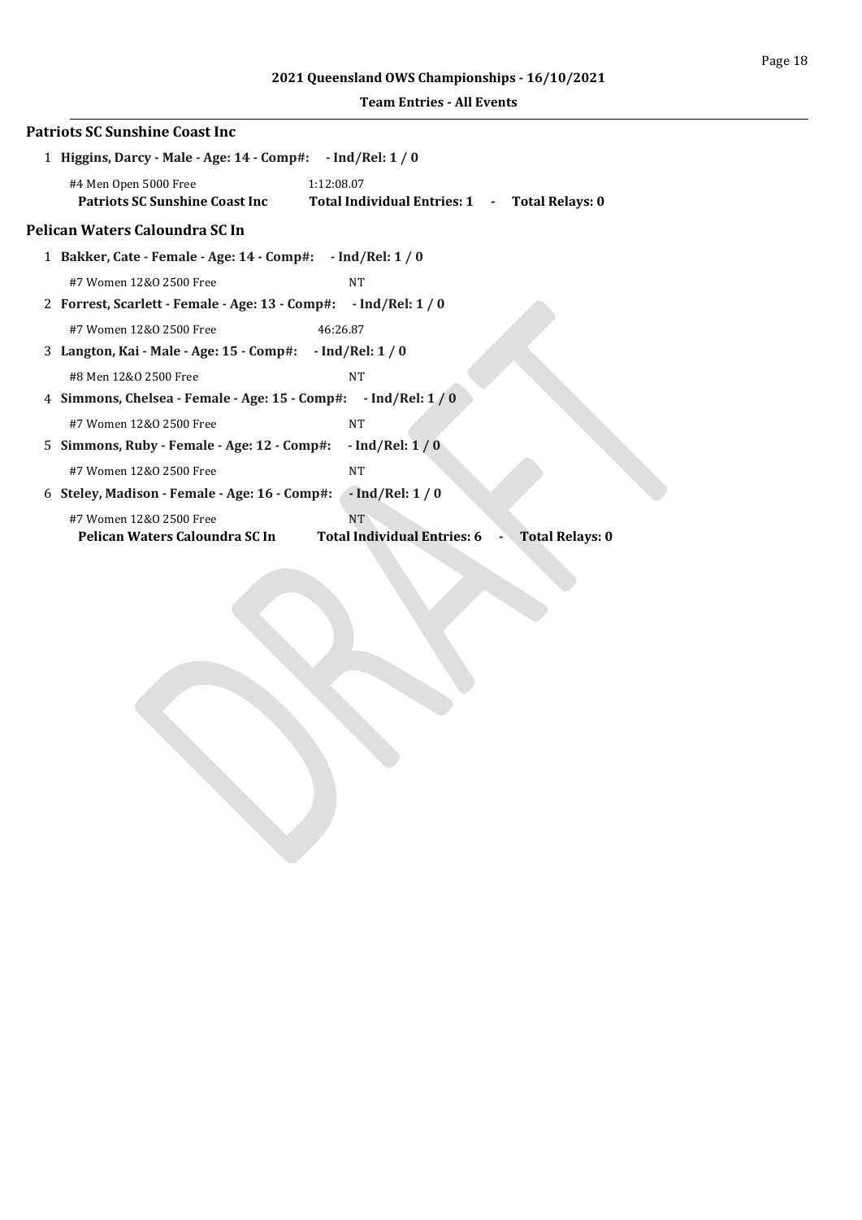## Patriots SC Sunshine Coast Inc

1 **Higgins, Darcy - Male - Age: 14 - Comp#: - Ind/Rel: 1 / 0**

#4 Men Open 5000 Free 1:12:08.07

**Patriots SC Sunshine Coast Inc Total Individual Entries: 1 - Total Relays: 0**

## Pelican Waters Caloundra SC In

1 **Bakker, Cate - Female - Age: 14 - Comp#: - Ind/Rel: 1 / 0**

#7 Women 12&O 2500 Free NT

2 **Forrest, Scarlett - Female - Age: 13 - Comp#: - Ind/Rel: 1 / 0**

#7 Women 12&O 2500 Free 46:26.87

3 **Langton, Kai - Male - Age: 15 - Comp#: - Ind/Rel: 1 / 0**

#8 Men 12&O 2500 Free NT

4 **Simmons, Chelsea - Female - Age: 15 - Comp#: - Ind/Rel: 1 / 0**

#7 Women 12&O 2500 Free NT

5 **Simmons, Ruby - Female - Age: 12 - Comp#: - Ind/Rel: 1 / 0**

#7 Women 12&O 2500 Free NT

6 **Steley, Madison - Female - Age: 16 - Comp#: - Ind/Rel: 1 / 0**

#7 Women 12&O 2500 Free NT

**Pelican Waters Caloundra SC In Total Individual Entries: 6 - Total Relays: 0**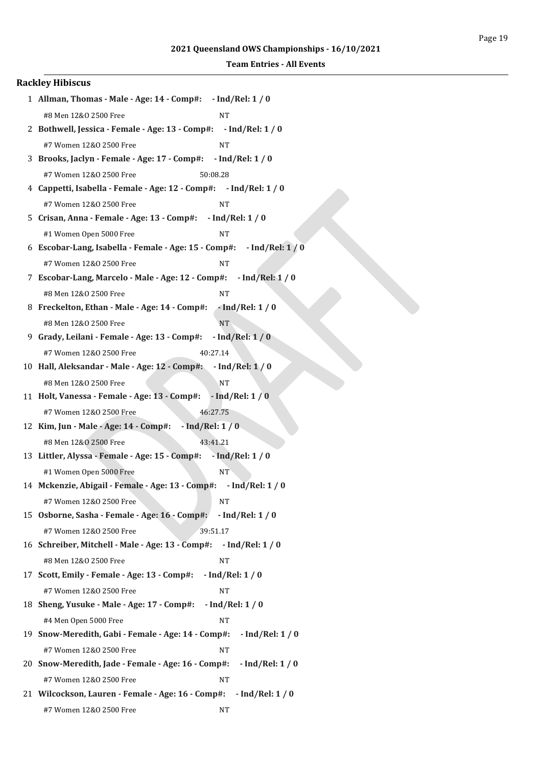2021 Queensland OWS Championships - 16/10/2021

**Team Entries - All Events**

## Rackley Hibiscus

1 **Allman, Thomas - Male - Age: 14 - Comp#: - Ind/Rel: 1 / 0**

#8 Men 12&O 2500 Free NT

2 **Bothwell, Jessica - Female - Age: 13 - Comp#: - Ind/Rel: 1 / 0**

#7 Women 12&O 2500 Free NT

3 **Brooks, Jaclyn - Female - Age: 17 - Comp#: - Ind/Rel: 1 / 0**

#7 Women 12&O 2500 Free 50:08.28

4 **Cappetti, Isabella - Female - Age: 12 - Comp#: - Ind/Rel: 1 / 0**

#7 Women 12&O 2500 Free NT

5 **Crisan, Anna - Female - Age: 13 - Comp#: - Ind/Rel: 1 / 0**

#1 Women Open 5000 Free NT

6 **Escobar-Lang, Isabella - Female - Age: 15 - Comp#: - Ind/Rel: 1 / 0**

#7 Women 12&O 2500 Free NT

7 **Escobar-Lang, Marcelo - Male - Age: 12 - Comp#: - Ind/Rel: 1 / 0**

#8 Men 12&O 2500 Free NT

8 **Freckelton, Ethan - Male - Age: 14 - Comp#: - Ind/Rel: 1 / 0**

#8 Men 12&O 2500 Free NT

9 **Grady, Leilani - Female - Age: 13 - Comp#: - Ind/Rel: 1 / 0**

#7 Women 12&O 2500 Free 40:27.14

10 **Hall, Aleksandar - Male - Age: 12 - Comp#: - Ind/Rel: 1 / 0**

#8 Men 12&O 2500 Free NT

11 **Holt, Vanessa - Female - Age: 13 - Comp#: - Ind/Rel: 1 / 0**

#7 Women 12&O 2500 Free 46:27.75

12 **Kim, Jun - Male - Age: 14 - Comp#: - Ind/Rel: 1 / 0**

#8 Men 12&O 2500 Free 43:41.21

13 **Littler, Alyssa - Female - Age: 15 - Comp#: - Ind/Rel: 1 / 0**

#1 Women Open 5000 Free NT

14 **Mckenzie, Abigail - Female - Age: 13 - Comp#: - Ind/Rel: 1 / 0**

#7 Women 12&O 2500 Free NT

15 **Osborne, Sasha - Female - Age: 16 - Comp#: - Ind/Rel: 1 / 0**

#7 Women 12&O 2500 Free 39:51.17

16 **Schreiber, Mitchell - Male - Age: 13 - Comp#: - Ind/Rel: 1 / 0**

#8 Men 12&O 2500 Free NT

17 **Scott, Emily - Female - Age: 13 - Comp#: - Ind/Rel: 1 / 0**

#7 Women 12&O 2500 Free NT

18 **Sheng, Yusuke - Male - Age: 17 - Comp#: - Ind/Rel: 1 / 0**

#4 Men Open 5000 Free NT

19 **Snow-Meredith, Gabi - Female - Age: 14 - Comp#: - Ind/Rel: 1 / 0**

#7 Women 12&O 2500 Free NT

20 **Snow-Meredith, Jade - Female - Age: 16 - Comp#: - Ind/Rel: 1 / 0**

#7 Women 12&O 2500 Free NT

21 **Wilcockson, Lauren - Female - Age: 16 - Comp#: - Ind/Rel: 1 / 0**

#7 Women 12&O 2500 Free NT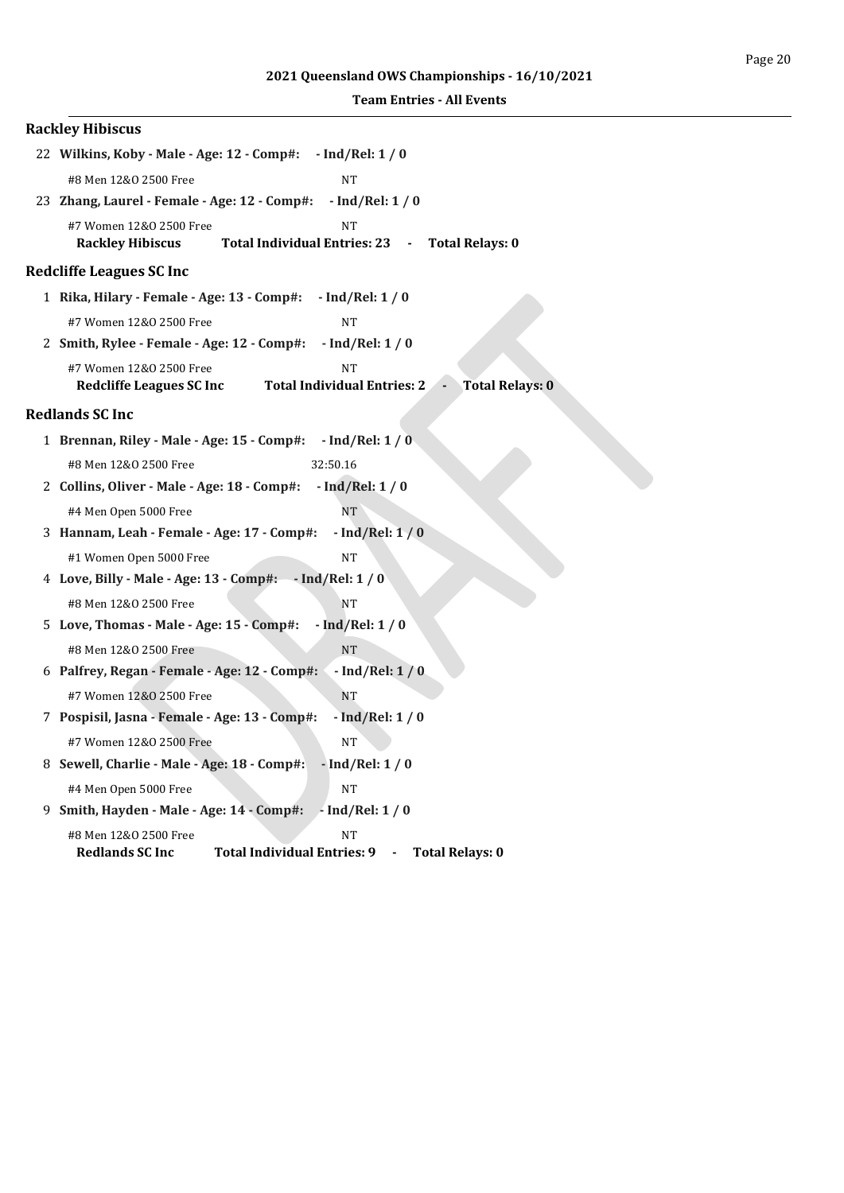## Rackley Hibiscus

22 **Wilkins, Koby - Male - Age: 12 - Comp#: - Ind/Rel: 1 / 0**

#8 Men 12&O 2500 Free NT

23 **Zhang, Laurel - Female - Age: 12 - Comp#: - Ind/Rel: 1 / 0**

#7 Women 12&O 2500 Free NT

**Rackley Hibiscus Total Individual Entries: 23 - Total Relays: 0**

## Redcliffe Leagues SC Inc

1 **Rika, Hilary - Female - Age: 13 - Comp#: - Ind/Rel: 1 / 0**

#7 Women 12&O 2500 Free NT

2 **Smith, Rylee - Female - Age: 12 - Comp#: - Ind/Rel: 1 / 0**

#7 Women 12&O 2500 Free NT

**Redcliffe Leagues SC Inc Total Individual Entries: 2 - Total Relays: 0**

## Redlands SC Inc

1 **Brennan, Riley - Male - Age: 15 - Comp#: - Ind/Rel: 1 / 0**

#8 Men 12&O 2500 Free 32:50.16

2 **Collins, Oliver - Male - Age: 18 - Comp#: - Ind/Rel: 1 / 0**

#4 Men Open 5000 Free NT

3 **Hannam, Leah - Female - Age: 17 - Comp#: - Ind/Rel: 1 / 0**

#1 Women Open 5000 Free NT

4 **Love, Billy - Male - Age: 13 - Comp#: - Ind/Rel: 1 / 0**

#8 Men 12&O 2500 Free NT

5 **Love, Thomas - Male - Age: 15 - Comp#: - Ind/Rel: 1 / 0**

#8 Men 12&O 2500 Free NT

6 **Palfrey, Regan - Female - Age: 12 - Comp#: - Ind/Rel: 1 / 0**

#7 Women 12&O 2500 Free NT

7 **Pospisil, Jasna - Female - Age: 13 - Comp#: - Ind/Rel: 1 / 0**

#7 Women 12&O 2500 Free NT

8 **Sewell, Charlie - Male - Age: 18 - Comp#: - Ind/Rel: 1 / 0**

#4 Men Open 5000 Free NT

9 **Smith, Hayden - Male - Age: 14 - Comp#: - Ind/Rel: 1 / 0**

#8 Men 12&O 2500 Free NT

**Redlands SC Inc Total Individual Entries: 9 - Total Relays: 0**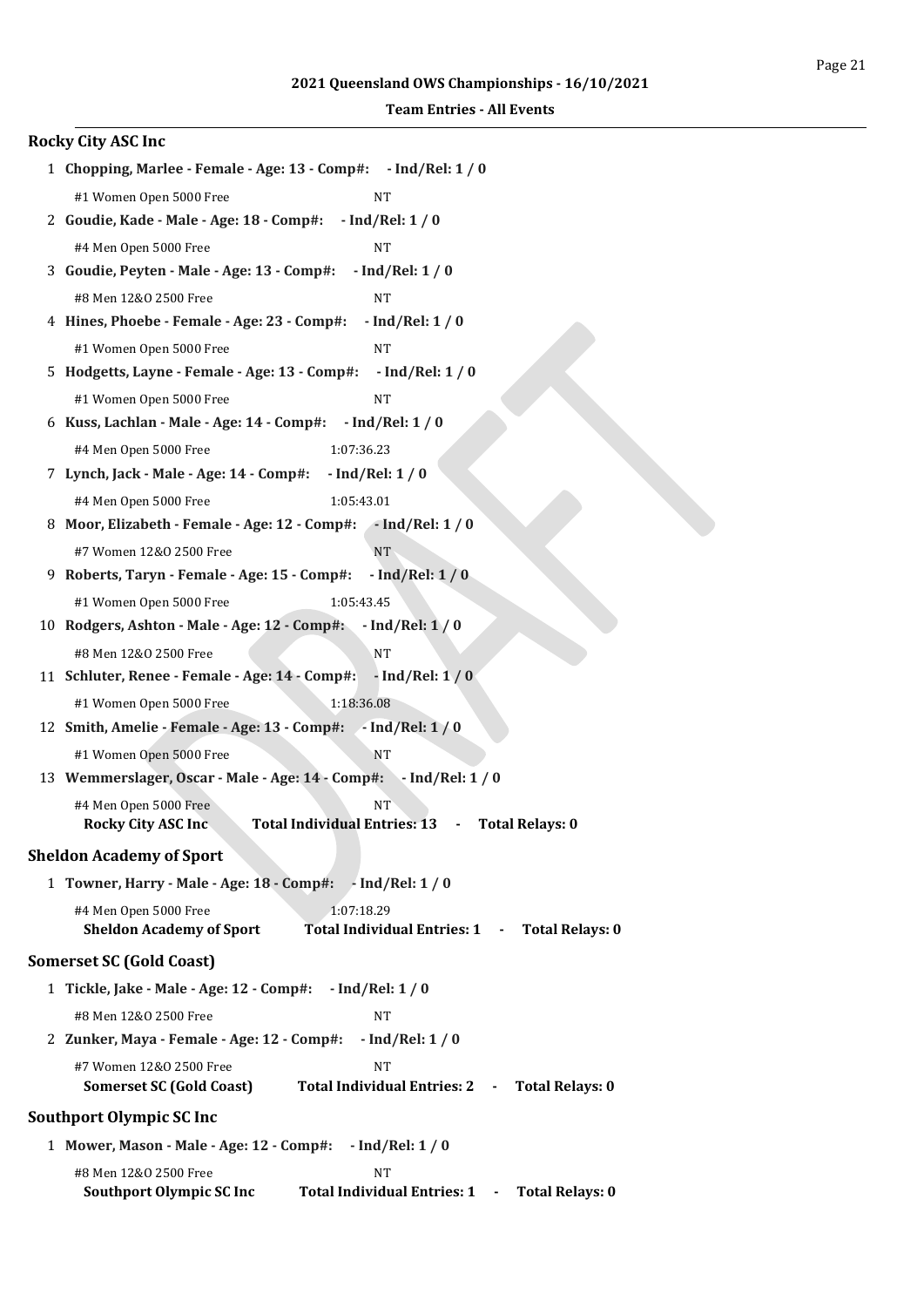**2021 Queensland OWS Championships - 16/10/2021**

**Team Entries - All Events**

## Rocky City ASC Inc

1 **Chopping, Marlee - Female - Age: 13 - Comp#: - Ind/Rel: 1 / 0**

#1 Women Open 5000 Free NT

2 **Goudie, Kade - Male - Age: 18 - Comp#: - Ind/Rel: 1 / 0**

#4 Men Open 5000 Free NT

3 **Goudie, Peyten - Male - Age: 13 - Comp#: - Ind/Rel: 1 / 0**

#8 Men 12&O 2500 Free NT

4 **Hines, Phoebe - Female - Age: 23 - Comp#: - Ind/Rel: 1 / 0**

#1 Women Open 5000 Free NT

5 **Hodgetts, Layne - Female - Age: 13 - Comp#: - Ind/Rel: 1 / 0**

#1 Women Open 5000 Free NT

6 **Kuss, Lachlan - Male - Age: 14 - Comp#: - Ind/Rel: 1 / 0**

#4 Men Open 5000 Free 1:07:36.23

7 **Lynch, Jack - Male - Age: 14 - Comp#: - Ind/Rel: 1 / 0**

#4 Men Open 5000 Free 1:05:43.01

8 **Moor, Elizabeth - Female - Age: 12 - Comp#: - Ind/Rel: 1 / 0**

#7 Women 12&O 2500 Free NT

9 **Roberts, Taryn - Female - Age: 15 - Comp#: - Ind/Rel: 1 / 0**

#1 Women Open 5000 Free 1:05:43.45

10 **Rodgers, Ashton - Male - Age: 12 - Comp#: - Ind/Rel: 1 / 0**

#8 Men 12&O 2500 Free NT

11 **Schluter, Renee - Female - Age: 14 - Comp#: - Ind/Rel: 1 / 0**

#1 Women Open 5000 Free 1:18:36.08

12 **Smith, Amelie - Female - Age: 13 - Comp#: - Ind/Rel: 1 / 0**

#1 Women Open 5000 Free NT

13 **Wemmerslager, Oscar - Male - Age: 14 - Comp#: - Ind/Rel: 1 / 0**

#4 Men Open 5000 Free NT

**Rocky City ASC Inc Total Individual Entries: 13 - Total Relays: 0**

## Sheldon Academy of Sport

1 **Towner, Harry - Male - Age: 18 - Comp#: - Ind/Rel: 1 / 0**

#4 Men Open 5000 Free 1:07:18.29

**Sheldon Academy of Sport Total Individual Entries: 1 - Total Relays: 0**

## Somerset SC (Gold Coast)

1 **Tickle, Jake - Male - Age: 12 - Comp#: - Ind/Rel: 1 / 0**

#8 Men 12&O 2500 Free NT

2 **Zunker, Maya - Female - Age: 12 - Comp#: - Ind/Rel: 1 / 0**

#7 Women 12&O 2500 Free NT

**Somerset SC (Gold Coast) Total Individual Entries: 2 - Total Relays: 0**

## Southport Olympic SC Inc

1 **Mower, Mason - Male - Age: 12 - Comp#: - Ind/Rel: 1 / 0**

#8 Men 12&O 2500 Free NT

**Southport Olympic SC Inc Total Individual Entries: 1 - Total Relays: 0**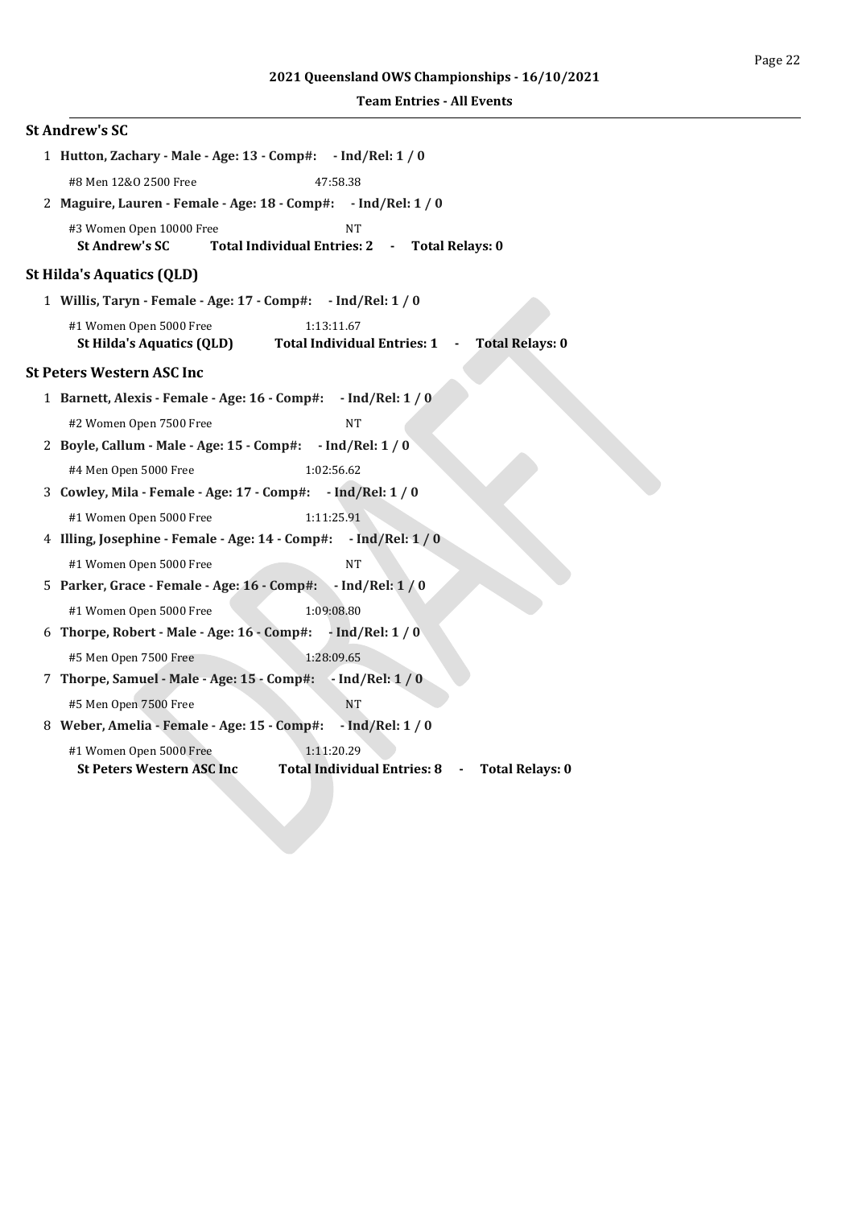2021 Queensland OWS Championships - 16/10/2021

**Team Entries - All Events**

## St Andrew's SC

1 **Hutton, Zachary - Male - Age: 13 - Comp#: - Ind/Rel: 1 / 0**

#8 Men 12&O 2500 Free 47:58.38

2 **Maguire, Lauren - Female - Age: 18 - Comp#: - Ind/Rel: 1 / 0**

#3 Women Open 10000 Free NT

**St Andrew's SC Total Individual Entries: 2 - Total Relays: 0**

## St Hilda's Aquatics (QLD)

1 **Willis, Taryn - Female - Age: 17 - Comp#: - Ind/Rel: 1 / 0**

#1 Women Open 5000 Free 1:13:11.67

**St Hilda's Aquatics (QLD) Total Individual Entries: 1 - Total Relays: 0**

## St Peters Western ASC Inc

1 **Barnett, Alexis - Female - Age: 16 - Comp#: - Ind/Rel: 1 / 0**

#2 Women Open 7500 Free NT

2 **Boyle, Callum - Male - Age: 15 - Comp#: - Ind/Rel: 1 / 0**

#4 Men Open 5000 Free 1:02:56.62

3 **Cowley, Mila - Female - Age: 17 - Comp#: - Ind/Rel: 1 / 0**

#1 Women Open 5000 Free 1:11:25.91

4 **Illing, Josephine - Female - Age: 14 - Comp#: - Ind/Rel: 1 / 0**

#1 Women Open 5000 Free NT

5 **Parker, Grace - Female - Age: 16 - Comp#: - Ind/Rel: 1 / 0**

#1 Women Open 5000 Free 1:09:08.80

6 **Thorpe, Robert - Male - Age: 16 - Comp#: - Ind/Rel: 1 / 0**

#5 Men Open 7500 Free 1:28:09.65

7 **Thorpe, Samuel - Male - Age: 15 - Comp#: - Ind/Rel: 1 / 0**

#5 Men Open 7500 Free NT

8 **Weber, Amelia - Female - Age: 15 - Comp#: - Ind/Rel: 1 / 0**

#1 Women Open 5000 Free 1:11:20.29

**St Peters Western ASC Inc Total Individual Entries: 8 - Total Relays: 0**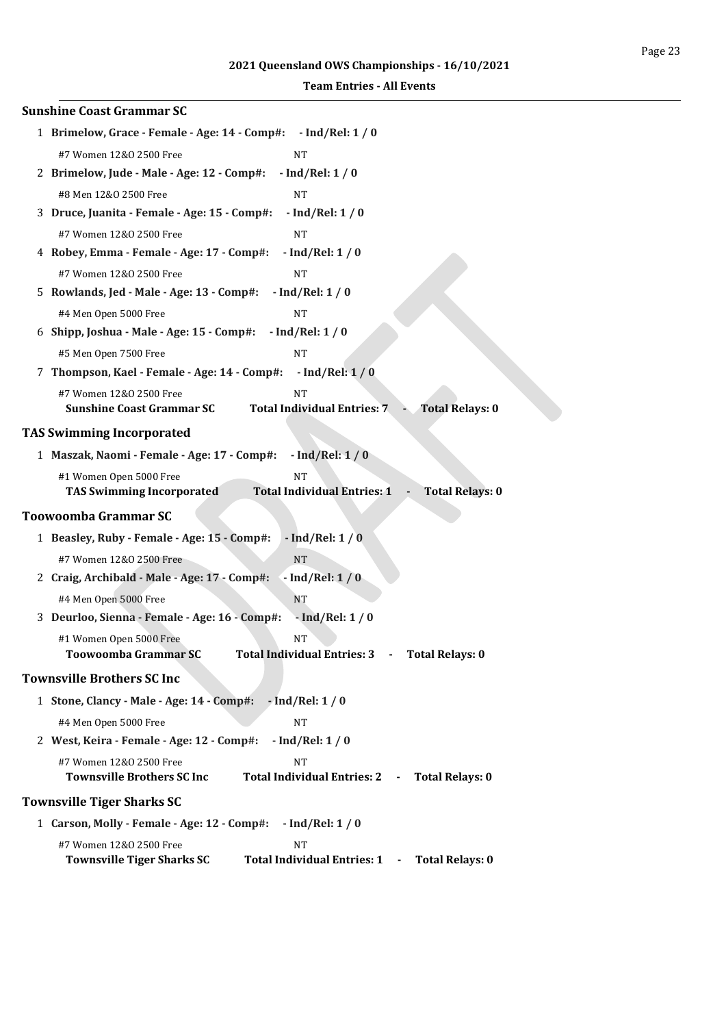**2021 Queensland OWS Championships - 16/10/2021**

**Team Entries - All Events**

## Sunshine Coast Grammar SC

1 **Brimelow, Grace - Female - Age: 14 - Comp#: - Ind/Rel: 1 / 0**

#7 Women 12&O 2500 Free NT

2 **Brimelow, Jude - Male - Age: 12 - Comp#: - Ind/Rel: 1 / 0**

#8 Men 12&O 2500 Free NT

3 **Druce, Juanita - Female - Age: 15 - Comp#: - Ind/Rel: 1 / 0**

#7 Women 12&O 2500 Free NT

4 **Robey, Emma - Female - Age: 17 - Comp#: - Ind/Rel: 1 / 0**

#7 Women 12&O 2500 Free NT

5 **Rowlands, Jed - Male - Age: 13 - Comp#: - Ind/Rel: 1 / 0**

#4 Men Open 5000 Free NT

6 **Shipp, Joshua - Male - Age: 15 - Comp#: - Ind/Rel: 1 / 0**

#5 Men Open 7500 Free NT

7 **Thompson, Kael - Female - Age: 14 - Comp#: - Ind/Rel: 1 / 0**

#7 Women 12&O 2500 Free NT

**Sunshine Coast Grammar SC Total Individual Entries: 7 - Total Relays: 0**

## TAS Swimming Incorporated

1 **Maszak, Naomi - Female - Age: 17 - Comp#: - Ind/Rel: 1 / 0**

#1 Women Open 5000 Free NT

**TAS Swimming Incorporated Total Individual Entries: 1 - Total Relays: 0**

## Toowoomba Grammar SC

1 **Beasley, Ruby - Female - Age: 15 - Comp#: - Ind/Rel: 1 / 0**

#7 Women 12&O 2500 Free NT

2 **Craig, Archibald - Male - Age: 17 - Comp#: - Ind/Rel: 1 / 0**

#4 Men Open 5000 Free NT

3 **Deurloo, Sienna - Female - Age: 16 - Comp#: - Ind/Rel: 1 / 0**

#1 Women Open 5000 Free NT

**Toowoomba Grammar SC Total Individual Entries: 3 - Total Relays: 0**

## Townsville Brothers SC Inc

1 **Stone, Clancy - Male - Age: 14 - Comp#: - Ind/Rel: 1 / 0**

#4 Men Open 5000 Free NT

2 **West, Keira - Female - Age: 12 - Comp#: - Ind/Rel: 1 / 0**

#7 Women 12&O 2500 Free NT

**Townsville Brothers SC Inc Total Individual Entries: 2 - Total Relays: 0**

## Townsville Tiger Sharks SC

1 **Carson, Molly - Female - Age: 12 - Comp#: - Ind/Rel: 1 / 0**

#7 Women 12&O 2500 Free NT

**Townsville Tiger Sharks SC Total Individual Entries: 1 - Total Relays: 0**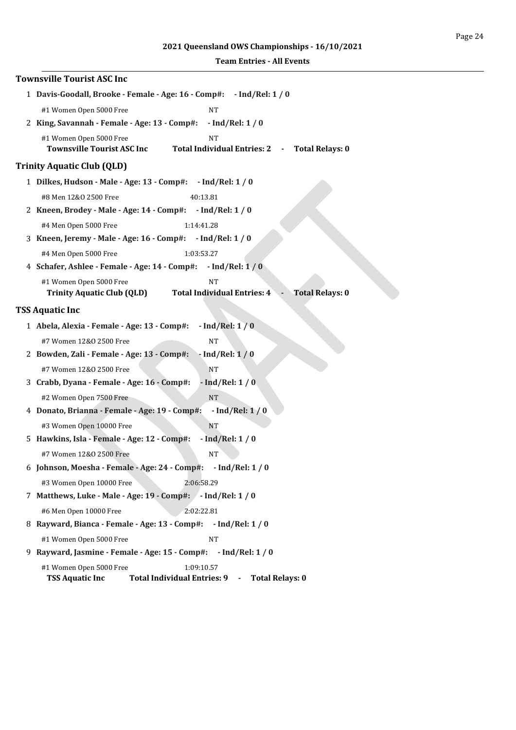**2021 Queensland OWS Championships - 16/10/2021**

**Team Entries - All Events**

### Townsville Tourist ASC Inc

1 **Davis-Goodall, Brooke - Female - Age: 16 - Comp#: - Ind/Rel: 1 / 0**

#1 Women Open 5000 Free NT

2 **King, Savannah - Female - Age: 13 - Comp#: - Ind/Rel: 1 / 0**

#1 Women Open 5000 Free NT

**Townsville Tourist ASC Inc Total Individual Entries: 2 - Total Relays: 0**

### Trinity Aquatic Club (QLD)

1 **Dilkes, Hudson - Male - Age: 13 - Comp#: - Ind/Rel: 1 / 0**

#8 Men 12&O 2500 Free 40:13.81

2 **Kneen, Brodey - Male - Age: 14 - Comp#: - Ind/Rel: 1 / 0**

#4 Men Open 5000 Free 1:14:41.28

3 **Kneen, Jeremy - Male - Age: 16 - Comp#: - Ind/Rel: 1 / 0**

#4 Men Open 5000 Free 1:03:53.27

4 **Schafer, Ashlee - Female - Age: 14 - Comp#: - Ind/Rel: 1 / 0**

#1 Women Open 5000 Free NT

**Trinity Aquatic Club (QLD) Total Individual Entries: 4 - Total Relays: 0**

### TSS Aquatic Inc

1 **Abela, Alexia - Female - Age: 13 - Comp#: - Ind/Rel: 1 / 0**

#7 Women 12&O 2500 Free NT

2 **Bowden, Zali - Female - Age: 13 - Comp#: - Ind/Rel: 1 / 0**

#7 Women 12&O 2500 Free NT

3 **Crabb, Dyana - Female - Age: 16 - Comp#: - Ind/Rel: 1 / 0**

#2 Women Open 7500 Free NT

4 **Donato, Brianna - Female - Age: 19 - Comp#: - Ind/Rel: 1 / 0**

#3 Women Open 10000 Free NT

5 **Hawkins, Isla - Female - Age: 12 - Comp#: - Ind/Rel: 1 / 0**

#7 Women 12&O 2500 Free NT

6 **Johnson, Moesha - Female - Age: 24 - Comp#: - Ind/Rel: 1 / 0**

#3 Women Open 10000 Free 2:06:58.29

7 **Matthews, Luke - Male - Age: 19 - Comp#: - Ind/Rel: 1 / 0**

#6 Men Open 10000 Free 2:02:22.81

8 **Rayward, Bianca - Female - Age: 13 - Comp#: - Ind/Rel: 1 / 0**

#1 Women Open 5000 Free NT

9 **Rayward, Jasmine - Female - Age: 15 - Comp#: - Ind/Rel: 1 / 0**

#1 Women Open 5000 Free 1:09:10.57

**TSS Aquatic Inc Total Individual Entries: 9 - Total Relays: 0**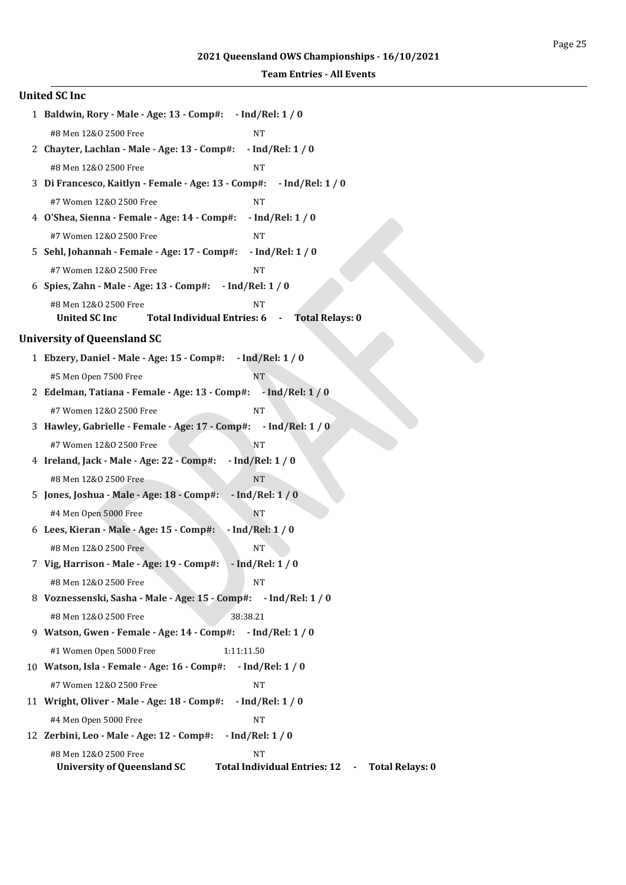## 2021 Queensland OWS Championships - 16/10/2021

### Team Entries - All Events

### United SC Inc

1 **Baldwin, Rory - Male - Age: 13 - Comp#: - Ind/Rel: 1 / 0**

#8 Men 12&O 2500 Free NT

2 **Chayter, Lachlan - Male - Age: 13 - Comp#: - Ind/Rel: 1 / 0**

#8 Men 12&O 2500 Free NT

3 **Di Francesco, Kaitlyn - Female - Age: 13 - Comp#: - Ind/Rel: 1 / 0**

#7 Women 12&O 2500 Free NT

4 **O'Shea, Sienna - Female - Age: 14 - Comp#: - Ind/Rel: 1 / 0**

#7 Women 12&O 2500 Free NT

5 **Sehl, Johannah - Female - Age: 17 - Comp#: - Ind/Rel: 1 / 0**

#7 Women 12&O 2500 Free NT

6 **Spies, Zahn - Male - Age: 13 - Comp#: - Ind/Rel: 1 / 0**

#8 Men 12&O 2500 Free NT

**United SC Inc Total Individual Entries: 6 - Total Relays: 0**

### University of Queensland SC

1 **Ebzery, Daniel - Male - Age: 15 - Comp#: - Ind/Rel: 1 / 0**

#5 Men Open 7500 Free NT

2 **Edelman, Tatiana - Female - Age: 13 - Comp#: - Ind/Rel: 1 / 0**

#7 Women 12&O 2500 Free NT

3 **Hawley, Gabrielle - Female - Age: 17 - Comp#: - Ind/Rel: 1 / 0**

#7 Women 12&O 2500 Free NT

4 **Ireland, Jack - Male - Age: 22 - Comp#: - Ind/Rel: 1 / 0**

#8 Men 12&O 2500 Free NT

5 **Jones, Joshua - Male - Age: 18 - Comp#: - Ind/Rel: 1 / 0**

#4 Men Open 5000 Free NT

6 **Lees, Kieran - Male - Age: 15 - Comp#: - Ind/Rel: 1 / 0**

#8 Men 12&O 2500 Free NT

7 **Vig, Harrison - Male - Age: 19 - Comp#: - Ind/Rel: 1 / 0**

#8 Men 12&O 2500 Free NT

8 **Voznessenski, Sasha - Male - Age: 15 - Comp#: - Ind/Rel: 1 / 0**

#8 Men 12&O 2500 Free 38:38.21

9 **Watson, Gwen - Female - Age: 14 - Comp#: - Ind/Rel: 1 / 0**

#1 Women Open 5000 Free 1:11:11.50

10 **Watson, Isla - Female - Age: 16 - Comp#: - Ind/Rel: 1 / 0**

#7 Women 12&O 2500 Free NT

11 **Wright, Oliver - Male - Age: 18 - Comp#: - Ind/Rel: 1 / 0**

#4 Men Open 5000 Free NT

12 **Zerbini, Leo - Male - Age: 12 - Comp#: - Ind/Rel: 1 / 0**

#8 Men 12&O 2500 Free NT

**University of Queensland SC Total Individual Entries: 12 - Total Relays: 0**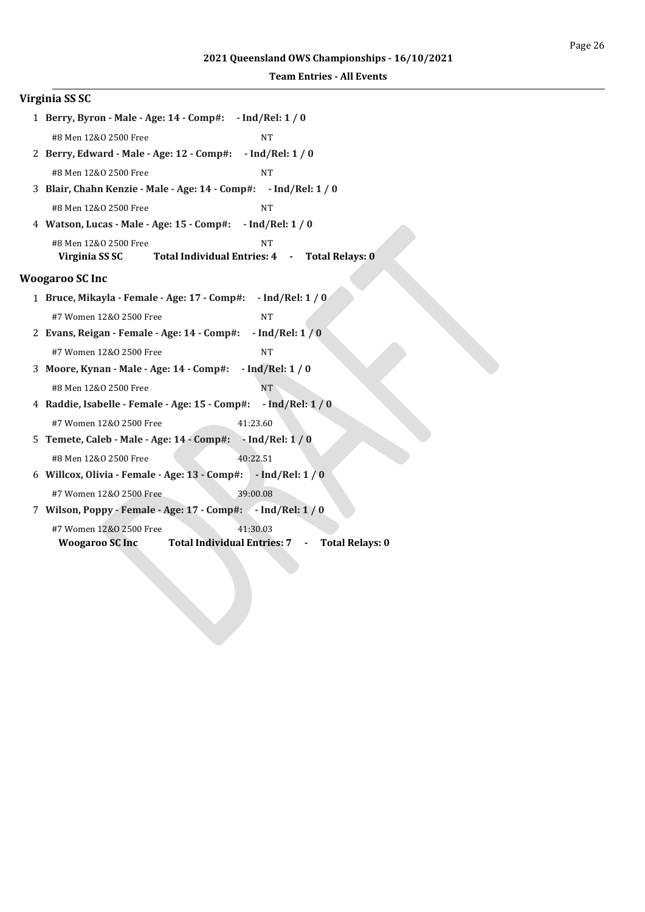## Virginia SS SC

1. **Berry, Byron - Male - Age: 14 - Comp#: - Ind/Rel: 1 / 0**
   #8 Men 12&O 2500 Free NT
2. **Berry, Edward - Male - Age: 12 - Comp#: - Ind/Rel: 1 / 0**
   #8 Men 12&O 2500 Free NT
3. **Blair, Chahn Kenzie - Male - Age: 14 - Comp#: - Ind/Rel: 1 / 0**
   #8 Men 12&O 2500 Free NT
4. **Watson, Lucas - Male - Age: 15 - Comp#: - Ind/Rel: 1 / 0**
   #8 Men 12&O 2500 Free NT

**Virginia SS SC Total Individual Entries: 4 - Total Relays: 0**

## Woogaroo SC Inc

1. **Bruce, Mikayla - Female - Age: 17 - Comp#: - Ind/Rel: 1 / 0**
   #7 Women 12&O 2500 Free NT
2. **Evans, Reigan - Female - Age: 14 - Comp#: - Ind/Rel: 1 / 0**
   #7 Women 12&O 2500 Free NT
3. **Moore, Kynan - Male - Age: 14 - Comp#: - Ind/Rel: 1 / 0**
   #8 Men 12&O 2500 Free NT
4. **Raddie, Isabelle - Female - Age: 15 - Comp#: - Ind/Rel: 1 / 0**
   #7 Women 12&O 2500 Free 41:23.60
5. **Temete, Caleb - Male - Age: 14 - Comp#: - Ind/Rel: 1 / 0**
   #8 Men 12&O 2500 Free 40:22.51
6. **Willcox, Olivia - Female - Age: 13 - Comp#: - Ind/Rel: 1 / 0**
   #7 Women 12&O 2500 Free 39:00.08
7. **Wilson, Poppy - Female - Age: 17 - Comp#: - Ind/Rel: 1 / 0**
   #7 Women 12&O 2500 Free 41:30.03

**Woogaroo SC Inc Total Individual Entries: 7 - Total Relays: 0**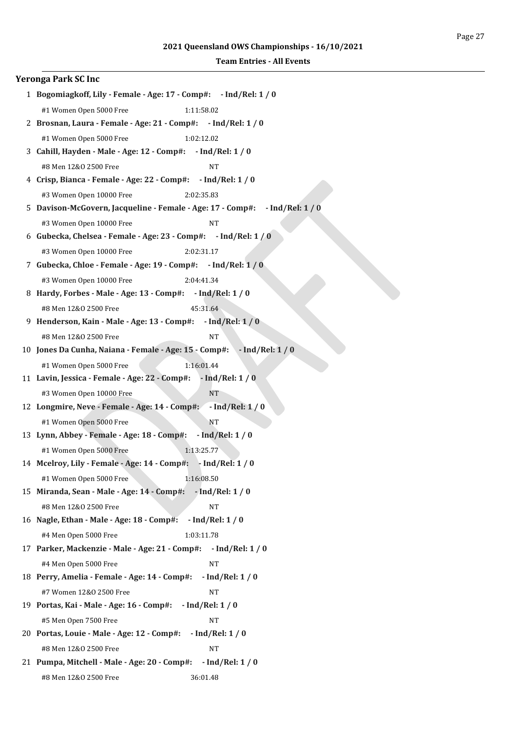**2021 Queensland OWS Championships - 16/10/2021**

**Team Entries - All Events**

## Yeronga Park SC Inc

1 **Bogomiagkoff, Lily - Female - Age: 17 - Comp#: - Ind/Rel: 1 / 0**

#1 Women Open 5000 Free 1:11:58.02

2 **Brosnan, Laura - Female - Age: 21 - Comp#: - Ind/Rel: 1 / 0**

#1 Women Open 5000 Free 1:02:12.02

3 **Cahill, Hayden - Male - Age: 12 - Comp#: - Ind/Rel: 1 / 0**

#8 Men 12&O 2500 Free NT

4 **Crisp, Bianca - Female - Age: 22 - Comp#: - Ind/Rel: 1 / 0**

#3 Women Open 10000 Free 2:02:35.83

5 **Davison-McGovern, Jacqueline - Female - Age: 17 - Comp#: - Ind/Rel: 1 / 0**

#3 Women Open 10000 Free NT

6 **Gubecka, Chelsea - Female - Age: 23 - Comp#: - Ind/Rel: 1 / 0**

#3 Women Open 10000 Free 2:02:31.17

7 **Gubecka, Chloe - Female - Age: 19 - Comp#: - Ind/Rel: 1 / 0**

#3 Women Open 10000 Free 2:04:41.34

8 **Hardy, Forbes - Male - Age: 13 - Comp#: - Ind/Rel: 1 / 0**

#8 Men 12&O 2500 Free 45:31.64

9 **Henderson, Kain - Male - Age: 13 - Comp#: - Ind/Rel: 1 / 0**

#8 Men 12&O 2500 Free NT

10 **Jones Da Cunha, Naiana - Female - Age: 15 - Comp#: - Ind/Rel: 1 / 0**

#1 Women Open 5000 Free 1:16:01.44

11 **Lavin, Jessica - Female - Age: 22 - Comp#: - Ind/Rel: 1 / 0**

#3 Women Open 10000 Free NT

12 **Longmire, Neve - Female - Age: 14 - Comp#: - Ind/Rel: 1 / 0**

#1 Women Open 5000 Free NT

13 **Lynn, Abbey - Female - Age: 18 - Comp#: - Ind/Rel: 1 / 0**

#1 Women Open 5000 Free 1:13:25.77

14 **Mcelroy, Lily - Female - Age: 14 - Comp#: - Ind/Rel: 1 / 0**

#1 Women Open 5000 Free 1:16:08.50

15 **Miranda, Sean - Male - Age: 14 - Comp#: - Ind/Rel: 1 / 0**

#8 Men 12&O 2500 Free NT

16 **Nagle, Ethan - Male - Age: 18 - Comp#: - Ind/Rel: 1 / 0**

#4 Men Open 5000 Free 1:03:11.78

17 **Parker, Mackenzie - Male - Age: 21 - Comp#: - Ind/Rel: 1 / 0**

#4 Men Open 5000 Free NT

18 **Perry, Amelia - Female - Age: 14 - Comp#: - Ind/Rel: 1 / 0**

#7 Women 12&O 2500 Free NT

19 **Portas, Kai - Male - Age: 16 - Comp#: - Ind/Rel: 1 / 0**

#5 Men Open 7500 Free NT

20 **Portas, Louie - Male - Age: 12 - Comp#: - Ind/Rel: 1 / 0**

#8 Men 12&O 2500 Free NT

21 **Pumpa, Mitchell - Male - Age: 20 - Comp#: - Ind/Rel: 1 / 0**

#8 Men 12&O 2500 Free 36:01.48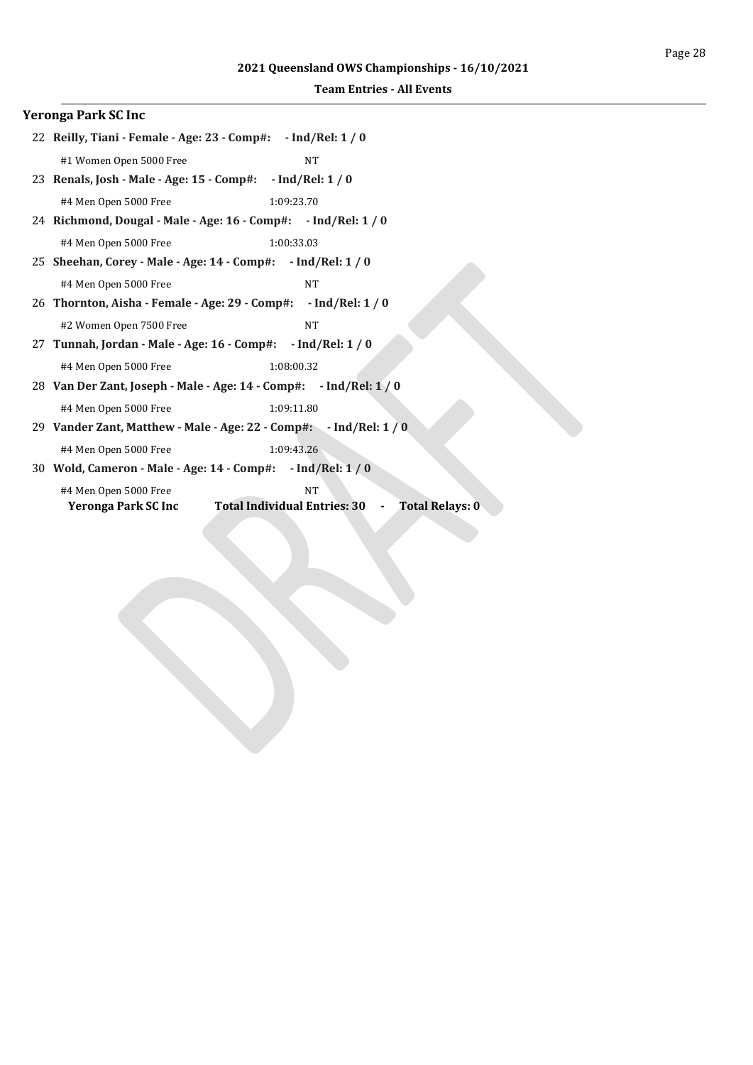## Yeronga Park SC Inc

22 **Reilly, Tiani - Female - Age: 23 - Comp#: - Ind/Rel: 1 / 0**

#1 Women Open 5000 Free NT

23 **Renals, Josh - Male - Age: 15 - Comp#: - Ind/Rel: 1 / 0**

#4 Men Open 5000 Free 1:09:23.70

24 **Richmond, Dougal - Male - Age: 16 - Comp#: - Ind/Rel: 1 / 0**

#4 Men Open 5000 Free 1:00:33.03

25 **Sheehan, Corey - Male - Age: 14 - Comp#: - Ind/Rel: 1 / 0**

#4 Men Open 5000 Free NT

26 **Thornton, Aisha - Female - Age: 29 - Comp#: - Ind/Rel: 1 / 0**

#2 Women Open 7500 Free NT

27 **Tunnah, Jordan - Male - Age: 16 - Comp#: - Ind/Rel: 1 / 0**

#4 Men Open 5000 Free 1:08:00.32

28 **Van Der Zant, Joseph - Male - Age: 14 - Comp#: - Ind/Rel: 1 / 0**

#4 Men Open 5000 Free 1:09:11.80

29 **Vander Zant, Matthew - Male - Age: 22 - Comp#: - Ind/Rel: 1 / 0**

#4 Men Open 5000 Free 1:09:43.26

30 **Wold, Cameron - Male - Age: 14 - Comp#: - Ind/Rel: 1 / 0**

#4 Men Open 5000 Free NT

**Yeronga Park SC Inc** **Total Individual Entries: 30 - Total Relays: 0**